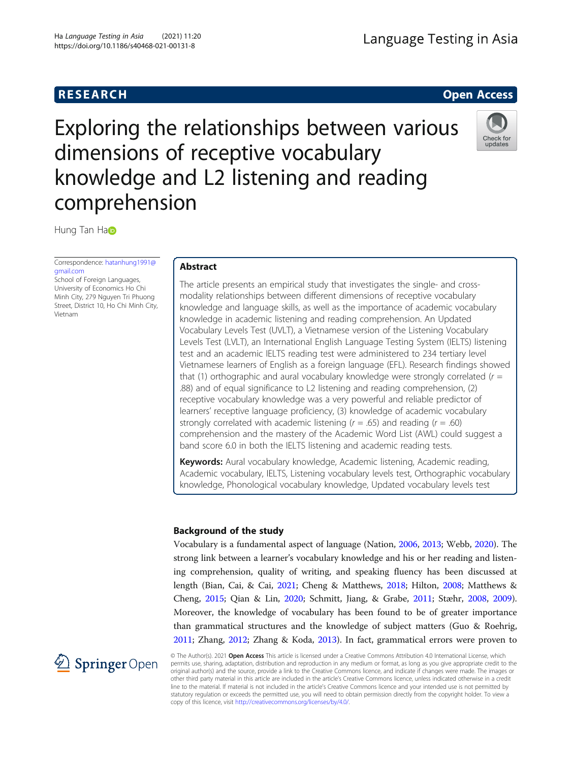RESEARCH

Open Access

# Exploring the relationships between various dimensions of receptive vocabulary knowledge and L2 listening and reading comprehension

Hung Tan Ha

Correspondence: hatanhung1991@gmail.com
School of Foreign Languages, University of Economics Ho Chi Minh City, 279 Nguyen Tri Phuong Street, District 10, Ho Chi Minh City, Vietnam

## Abstract

The article presents an empirical study that investigates the single- and cross-modality relationships between different dimensions of receptive vocabulary knowledge and language skills, as well as the importance of academic vocabulary knowledge in academic listening and reading comprehension. An Updated Vocabulary Levels Test (UVLT), a Vietnamese version of the Listening Vocabulary Levels Test (LVLT), an International English Language Testing System (IELTS) listening test and an academic IELTS reading test were administered to 234 tertiary level Vietnamese learners of English as a foreign language (EFL). Research findings showed that (1) orthographic and aural vocabulary knowledge were strongly correlated ($r$ = .88) and of equal significance to L2 listening and reading comprehension, (2) receptive vocabulary knowledge was a very powerful and reliable predictor of learners' receptive language proficiency, (3) knowledge of academic vocabulary strongly correlated with academic listening ($r$ = .65) and reading ($r$ = .60) comprehension and the mastery of the Academic Word List (AWL) could suggest a band score 6.0 in both the IELTS listening and academic reading tests.

**Keywords:** Aural vocabulary knowledge, Academic listening, Academic reading, Academic vocabulary, IELTS, Listening vocabulary levels test, Orthographic vocabulary knowledge, Phonological vocabulary knowledge, Updated vocabulary levels test

## Background of the study

Vocabulary is a fundamental aspect of language (Nation, 2006, 2013; Webb, 2020). The strong link between a learner's vocabulary knowledge and his or her reading and listening comprehension, quality of writing, and speaking fluency has been discussed at length (Bian, Cai, & Cai, 2021; Cheng & Matthews, 2018; Hilton, 2008; Matthews & Cheng, 2015; Qian & Lin, 2020; Schmitt, Jiang, & Grabe, 2011; Stæhr, 2008, 2009). Moreover, the knowledge of vocabulary has been found to be of greater importance than grammatical structures and the knowledge of subject matters (Guo & Roehrig, 2011; Zhang, 2012; Zhang & Koda, 2013). In fact, grammatical errors were proven to

© The Author(s). 2021 **Open Access** This article is licensed under a Creative Commons Attribution 4.0 International License, which permits use, sharing, adaptation, distribution and reproduction in any medium or format, as long as you give appropriate credit to the original author(s) and the source, provide a link to the Creative Commons licence, and indicate if changes were made. The images or other third party material in this article are included in the article's Creative Commons licence, unless indicated otherwise in a credit line to the material. If material is not included in the article's Creative Commons licence and your intended use is not permitted by statutory regulation or exceeds the permitted use, you will need to obtain permission directly from the copyright holder. To view a copy of this licence, visit http://creativecommons.org/licenses/by/4.0/.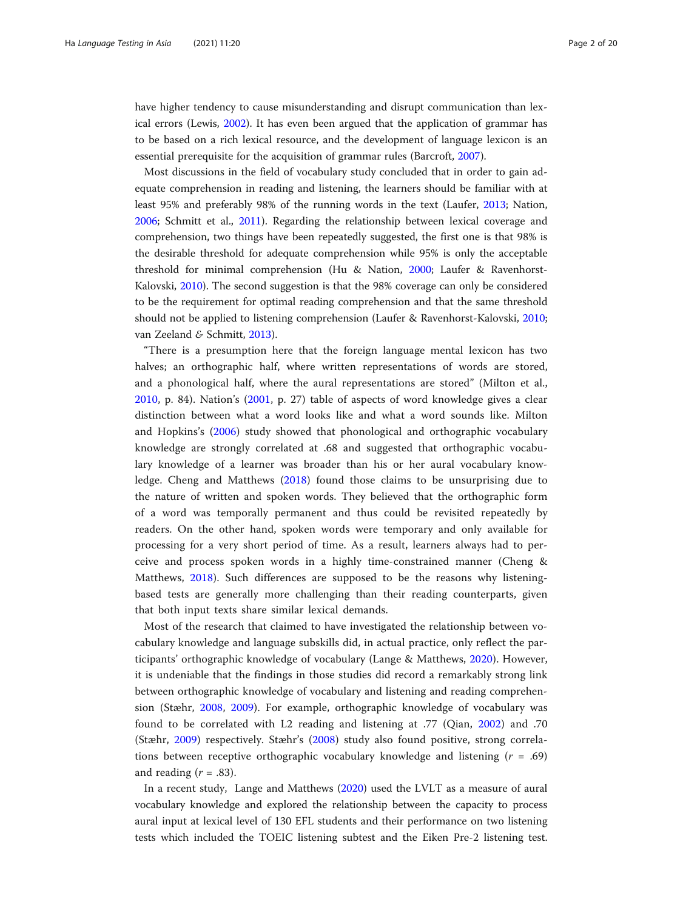have higher tendency to cause misunderstanding and disrupt communication than lexical errors (Lewis, 2002). It has even been argued that the application of grammar has to be based on a rich lexical resource, and the development of language lexicon is an essential prerequisite for the acquisition of grammar rules (Barcroft, 2007).

Most discussions in the field of vocabulary study concluded that in order to gain adequate comprehension in reading and listening, the learners should be familiar with at least 95% and preferably 98% of the running words in the text (Laufer, 2013; Nation, 2006; Schmitt et al., 2011). Regarding the relationship between lexical coverage and comprehension, two things have been repeatedly suggested, the first one is that 98% is the desirable threshold for adequate comprehension while 95% is only the acceptable threshold for minimal comprehension (Hu & Nation, 2000; Laufer & Ravenhorst-Kalovski, 2010). The second suggestion is that the 98% coverage can only be considered to be the requirement for optimal reading comprehension and that the same threshold should not be applied to listening comprehension (Laufer & Ravenhorst-Kalovski, 2010; van Zeeland & Schmitt, 2013).

"There is a presumption here that the foreign language mental lexicon has two halves; an orthographic half, where written representations of words are stored, and a phonological half, where the aural representations are stored" (Milton et al., 2010, p. 84). Nation's (2001, p. 27) table of aspects of word knowledge gives a clear distinction between what a word looks like and what a word sounds like. Milton and Hopkins's (2006) study showed that phonological and orthographic vocabulary knowledge are strongly correlated at .68 and suggested that orthographic vocabulary knowledge of a learner was broader than his or her aural vocabulary knowledge. Cheng and Matthews (2018) found those claims to be unsurprising due to the nature of written and spoken words. They believed that the orthographic form of a word was temporally permanent and thus could be revisited repeatedly by readers. On the other hand, spoken words were temporary and only available for processing for a very short period of time. As a result, learners always had to perceive and process spoken words in a highly time-constrained manner (Cheng & Matthews, 2018). Such differences are supposed to be the reasons why listening-based tests are generally more challenging than their reading counterparts, given that both input texts share similar lexical demands.

Most of the research that claimed to have investigated the relationship between vocabulary knowledge and language subskills did, in actual practice, only reflect the participants' orthographic knowledge of vocabulary (Lange & Matthews, 2020). However, it is undeniable that the findings in those studies did record a remarkably strong link between orthographic knowledge of vocabulary and listening and reading comprehension (Stæhr, 2008, 2009). For example, orthographic knowledge of vocabulary was found to be correlated with L2 reading and listening at .77 (Qian, 2002) and .70 (Stæhr, 2009) respectively. Stæhr's (2008) study also found positive, strong correlations between receptive orthographic vocabulary knowledge and listening ($r$ = .69) and reading ($r$ = .83).

In a recent study, Lange and Matthews (2020) used the LVLT as a measure of aural vocabulary knowledge and explored the relationship between the capacity to process aural input at lexical level of 130 EFL students and their performance on two listening tests which included the TOEIC listening subtest and the Eiken Pre-2 listening test.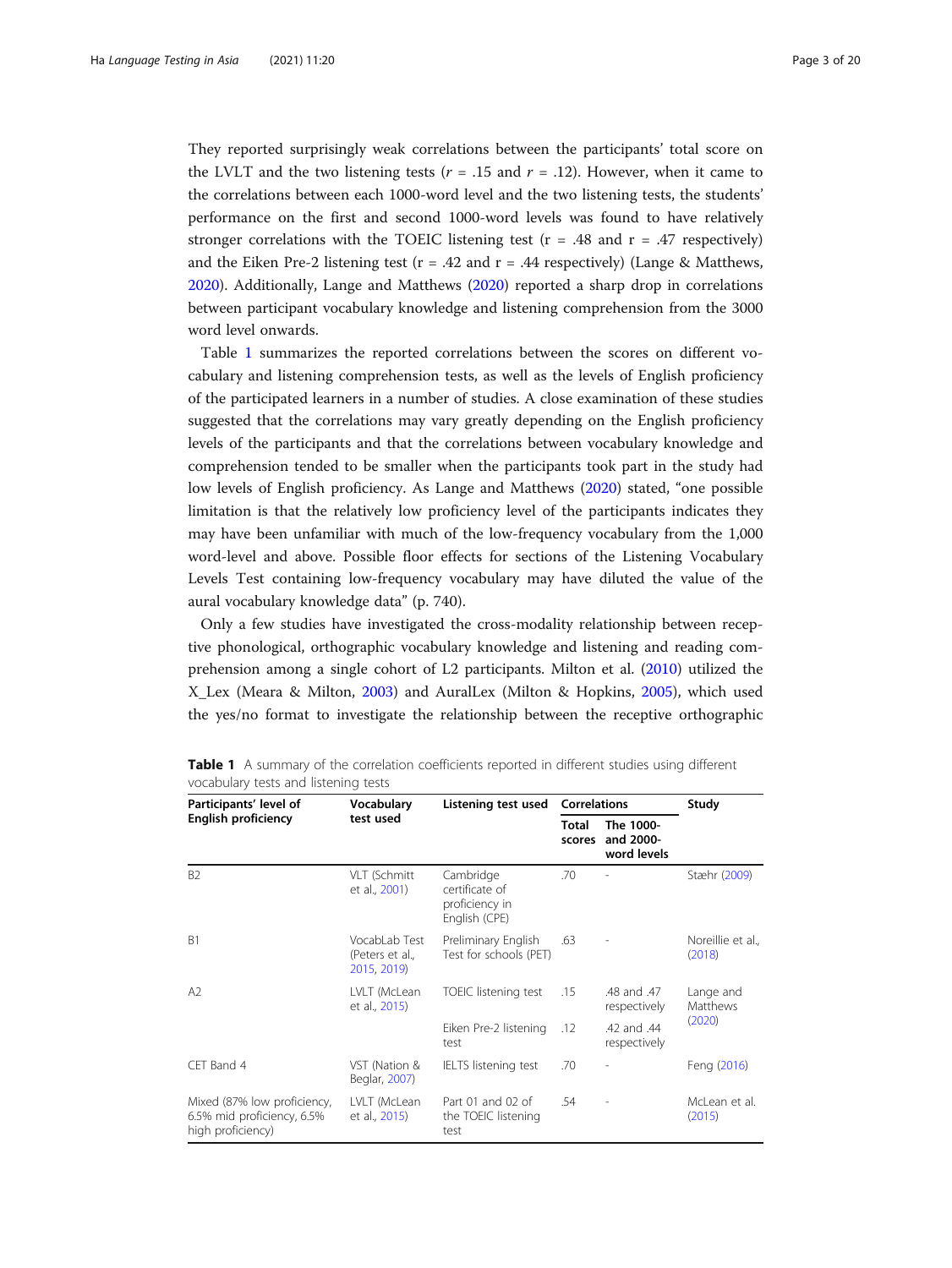They reported surprisingly weak correlations between the participants' total score on the LVLT and the two listening tests ($r$ = .15 and $r$ = .12). However, when it came to the correlations between each 1000-word level and the two listening tests, the students' performance on the first and second 1000-word levels was found to have relatively stronger correlations with the TOEIC listening test (r = .48 and r = .47 respectively) and the Eiken Pre-2 listening test (r = .42 and r = .44 respectively) (Lange & Matthews, 2020). Additionally, Lange and Matthews (2020) reported a sharp drop in correlations between participant vocabulary knowledge and listening comprehension from the 3000 word level onwards.

Table 1 summarizes the reported correlations between the scores on different vocabulary and listening comprehension tests, as well as the levels of English proficiency of the participated learners in a number of studies. A close examination of these studies suggested that the correlations may vary greatly depending on the English proficiency levels of the participants and that the correlations between vocabulary knowledge and comprehension tended to be smaller when the participants took part in the study had low levels of English proficiency. As Lange and Matthews (2020) stated, "one possible limitation is that the relatively low proficiency level of the participants indicates they may have been unfamiliar with much of the low-frequency vocabulary from the 1,000 word-level and above. Possible floor effects for sections of the Listening Vocabulary Levels Test containing low-frequency vocabulary may have diluted the value of the aural vocabulary knowledge data" (p. 740).

Only a few studies have investigated the cross-modality relationship between receptive phonological, orthographic vocabulary knowledge and listening and reading comprehension among a single cohort of L2 participants. Milton et al. (2010) utilized the X_Lex (Meara & Milton, 2003) and AuralLex (Milton & Hopkins, 2005), which used the yes/no format to investigate the relationship between the receptive orthographic

**Table 1** A summary of the correlation coefficients reported in different studies using different vocabulary tests and listening tests

| Participants' level of English proficiency | Vocabulary test used | Listening test used | Correlations | | Study |
|---|---|---|---|---|---|
| | | | Total scores | The 1000- and 2000-word levels | |
| B2 | VLT (Schmitt et al., 2001) | Cambridge certificate of proficiency in English (CPE) | .70 | - | Stæhr (2009) |
| B1 | VocabLab Test (Peters et al., 2015, 2019) | Preliminary English Test for schools (PET) | .63 | - | Noreillie et al., (2018) |
| A2 | LVLT (McLean et al., 2015) | TOEIC listening test | .15 | .48 and .47 respectively | Lange and Matthews (2020) |
| | | Eiken Pre-2 listening test | .12 | .42 and .44 respectively | |
| CET Band 4 | VST (Nation & Beglar, 2007) | IELTS listening test | .70 | - | Feng (2016) |
| Mixed (87% low proficiency, 6.5% mid proficiency, 6.5% high proficiency) | LVLT (McLean et al., 2015) | Part 01 and 02 of the TOEIC listening test | .54 | - | McLean et al. (2015) |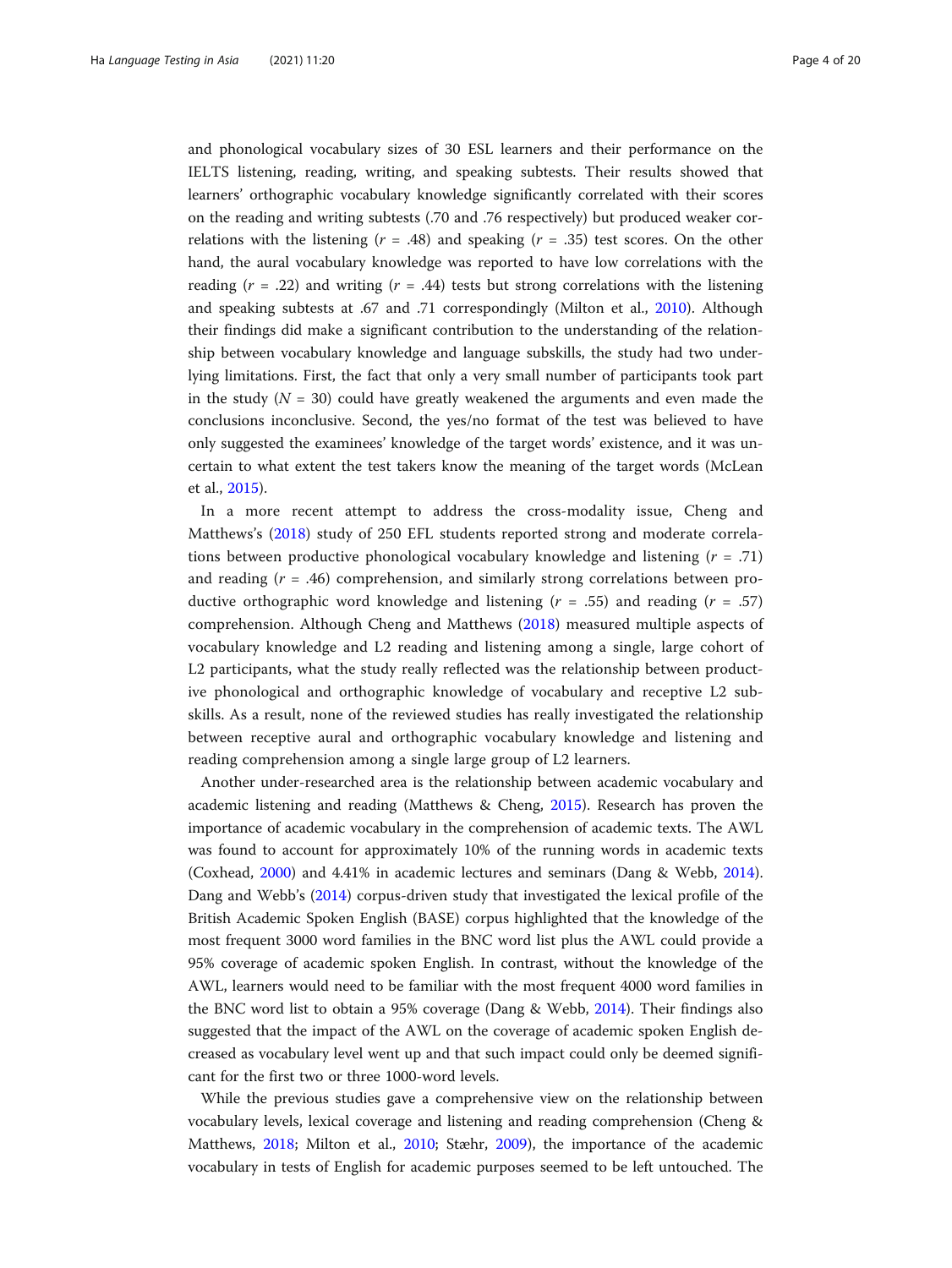and phonological vocabulary sizes of 30 ESL learners and their performance on the IELTS listening, reading, writing, and speaking subtests. Their results showed that learners' orthographic vocabulary knowledge significantly correlated with their scores on the reading and writing subtests (.70 and .76 respectively) but produced weaker correlations with the listening ($r$ = .48) and speaking ($r$ = .35) test scores. On the other hand, the aural vocabulary knowledge was reported to have low correlations with the reading ($r$ = .22) and writing ($r$ = .44) tests but strong correlations with the listening and speaking subtests at .67 and .71 correspondingly (Milton et al., 2010). Although their findings did make a significant contribution to the understanding of the relationship between vocabulary knowledge and language subskills, the study had two underlying limitations. First, the fact that only a very small number of participants took part in the study ($N$ = 30) could have greatly weakened the arguments and even made the conclusions inconclusive. Second, the yes/no format of the test was believed to have only suggested the examinees' knowledge of the target words' existence, and it was uncertain to what extent the test takers know the meaning of the target words (McLean et al., 2015).

In a more recent attempt to address the cross-modality issue, Cheng and Matthews's (2018) study of 250 EFL students reported strong and moderate correlations between productive phonological vocabulary knowledge and listening ($r$ = .71) and reading ($r$ = .46) comprehension, and similarly strong correlations between productive orthographic word knowledge and listening ($r$ = .55) and reading ($r$ = .57) comprehension. Although Cheng and Matthews (2018) measured multiple aspects of vocabulary knowledge and L2 reading and listening among a single, large cohort of L2 participants, what the study really reflected was the relationship between productive phonological and orthographic knowledge of vocabulary and receptive L2 subskills. As a result, none of the reviewed studies has really investigated the relationship between receptive aural and orthographic vocabulary knowledge and listening and reading comprehension among a single large group of L2 learners.

Another under-researched area is the relationship between academic vocabulary and academic listening and reading (Matthews & Cheng, 2015). Research has proven the importance of academic vocabulary in the comprehension of academic texts. The AWL was found to account for approximately 10% of the running words in academic texts (Coxhead, 2000) and 4.41% in academic lectures and seminars (Dang & Webb, 2014). Dang and Webb's (2014) corpus-driven study that investigated the lexical profile of the British Academic Spoken English (BASE) corpus highlighted that the knowledge of the most frequent 3000 word families in the BNC word list plus the AWL could provide a 95% coverage of academic spoken English. In contrast, without the knowledge of the AWL, learners would need to be familiar with the most frequent 4000 word families in the BNC word list to obtain a 95% coverage (Dang & Webb, 2014). Their findings also suggested that the impact of the AWL on the coverage of academic spoken English decreased as vocabulary level went up and that such impact could only be deemed significant for the first two or three 1000-word levels.

While the previous studies gave a comprehensive view on the relationship between vocabulary levels, lexical coverage and listening and reading comprehension (Cheng & Matthews, 2018; Milton et al., 2010; Stæhr, 2009), the importance of the academic vocabulary in tests of English for academic purposes seemed to be left untouched. The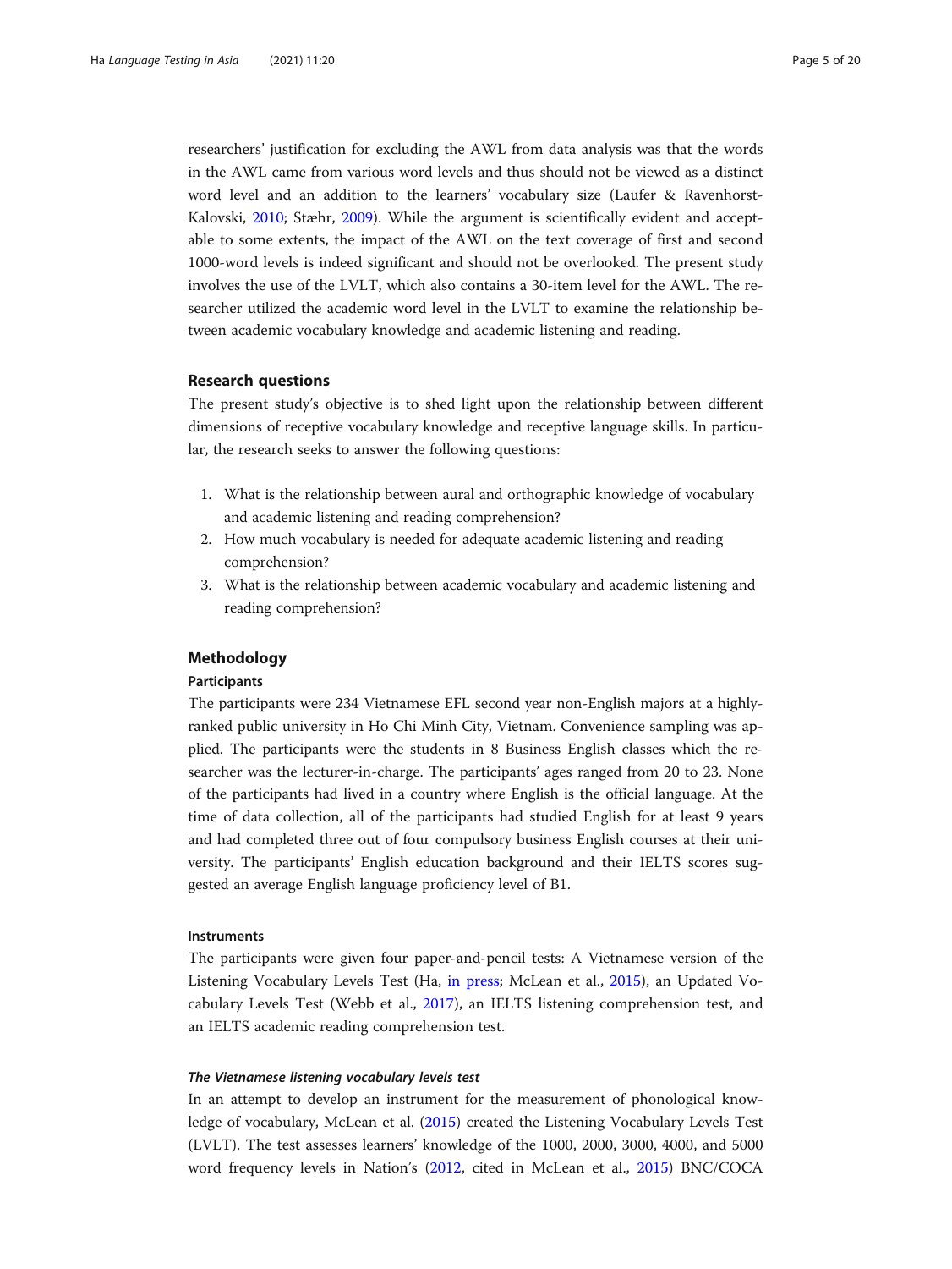researchers' justification for excluding the AWL from data analysis was that the words in the AWL came from various word levels and thus should not be viewed as a distinct word level and an addition to the learners' vocabulary size (Laufer & Ravenhorst-Kalovski, 2010; Stæhr, 2009). While the argument is scientifically evident and acceptable to some extents, the impact of the AWL on the text coverage of first and second 1000-word levels is indeed significant and should not be overlooked. The present study involves the use of the LVLT, which also contains a 30-item level for the AWL. The researcher utilized the academic word level in the LVLT to examine the relationship between academic vocabulary knowledge and academic listening and reading.

## Research questions

The present study's objective is to shed light upon the relationship between different dimensions of receptive vocabulary knowledge and receptive language skills. In particular, the research seeks to answer the following questions:

1. What is the relationship between aural and orthographic knowledge of vocabulary and academic listening and reading comprehension?
2. How much vocabulary is needed for adequate academic listening and reading comprehension?
3. What is the relationship between academic vocabulary and academic listening and reading comprehension?

## Methodology

### Participants

The participants were 234 Vietnamese EFL second year non-English majors at a highly-ranked public university in Ho Chi Minh City, Vietnam. Convenience sampling was applied. The participants were the students in 8 Business English classes which the researcher was the lecturer-in-charge. The participants' ages ranged from 20 to 23. None of the participants had lived in a country where English is the official language. At the time of data collection, all of the participants had studied English for at least 9 years and had completed three out of four compulsory business English courses at their university. The participants' English education background and their IELTS scores suggested an average English language proficiency level of B1.

### Instruments

The participants were given four paper-and-pencil tests: A Vietnamese version of the Listening Vocabulary Levels Test (Ha, in press; McLean et al., 2015), an Updated Vocabulary Levels Test (Webb et al., 2017), an IELTS listening comprehension test, and an IELTS academic reading comprehension test.

#### *The Vietnamese listening vocabulary levels test*

In an attempt to develop an instrument for the measurement of phonological knowledge of vocabulary, McLean et al. (2015) created the Listening Vocabulary Levels Test (LVLT). The test assesses learners' knowledge of the 1000, 2000, 3000, 4000, and 5000 word frequency levels in Nation's (2012, cited in McLean et al., 2015) BNC/COCA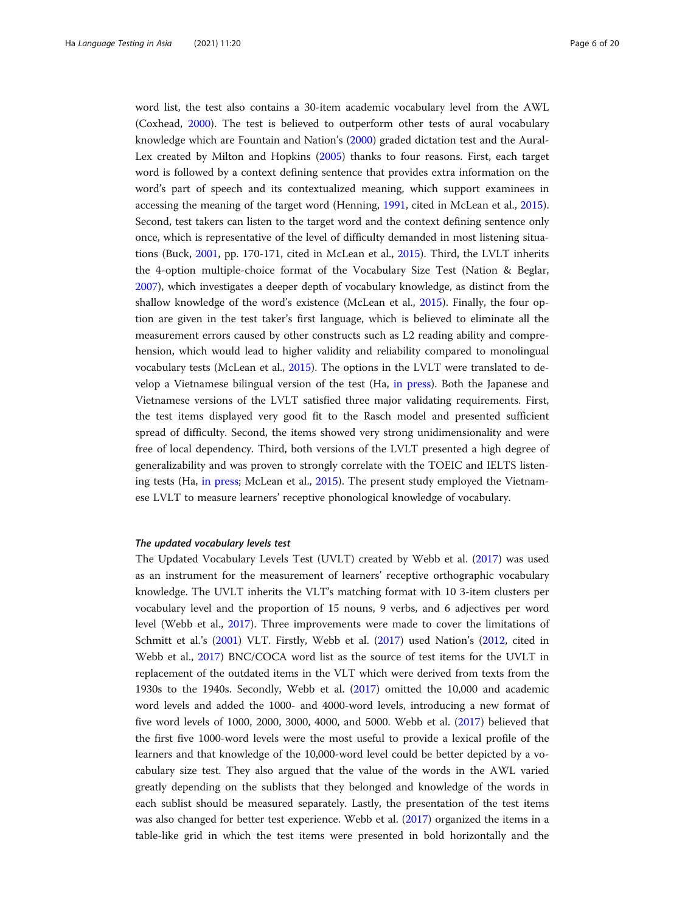word list, the test also contains a 30-item academic vocabulary level from the AWL (Coxhead, 2000). The test is believed to outperform other tests of aural vocabulary knowledge which are Fountain and Nation's (2000) graded dictation test and the Aural-Lex created by Milton and Hopkins (2005) thanks to four reasons. First, each target word is followed by a context defining sentence that provides extra information on the word's part of speech and its contextualized meaning, which support examinees in accessing the meaning of the target word (Henning, 1991, cited in McLean et al., 2015). Second, test takers can listen to the target word and the context defining sentence only once, which is representative of the level of difficulty demanded in most listening situations (Buck, 2001, pp. 170-171, cited in McLean et al., 2015). Third, the LVLT inherits the 4-option multiple-choice format of the Vocabulary Size Test (Nation & Beglar, 2007), which investigates a deeper depth of vocabulary knowledge, as distinct from the shallow knowledge of the word's existence (McLean et al., 2015). Finally, the four option are given in the test taker's first language, which is believed to eliminate all the measurement errors caused by other constructs such as L2 reading ability and comprehension, which would lead to higher validity and reliability compared to monolingual vocabulary tests (McLean et al., 2015). The options in the LVLT were translated to develop a Vietnamese bilingual version of the test (Ha, in press). Both the Japanese and Vietnamese versions of the LVLT satisfied three major validating requirements. First, the test items displayed very good fit to the Rasch model and presented sufficient spread of difficulty. Second, the items showed very strong unidimensionality and were free of local dependency. Third, both versions of the LVLT presented a high degree of generalizability and was proven to strongly correlate with the TOEIC and IELTS listening tests (Ha, in press; McLean et al., 2015). The present study employed the Vietnamese LVLT to measure learners' receptive phonological knowledge of vocabulary.

#### *The updated vocabulary levels test*

The Updated Vocabulary Levels Test (UVLT) created by Webb et al. (2017) was used as an instrument for the measurement of learners' receptive orthographic vocabulary knowledge. The UVLT inherits the VLT's matching format with 10 3-item clusters per vocabulary level and the proportion of 15 nouns, 9 verbs, and 6 adjectives per word level (Webb et al., 2017). Three improvements were made to cover the limitations of Schmitt et al.'s (2001) VLT. Firstly, Webb et al. (2017) used Nation's (2012, cited in Webb et al., 2017) BNC/COCA word list as the source of test items for the UVLT in replacement of the outdated items in the VLT which were derived from texts from the 1930s to the 1940s. Secondly, Webb et al. (2017) omitted the 10,000 and academic word levels and added the 1000- and 4000-word levels, introducing a new format of five word levels of 1000, 2000, 3000, 4000, and 5000. Webb et al. (2017) believed that the first five 1000-word levels were the most useful to provide a lexical profile of the learners and that knowledge of the 10,000-word level could be better depicted by a vocabulary size test. They also argued that the value of the words in the AWL varied greatly depending on the sublists that they belonged and knowledge of the words in each sublist should be measured separately. Lastly, the presentation of the test items was also changed for better test experience. Webb et al. (2017) organized the items in a table-like grid in which the test items were presented in bold horizontally and the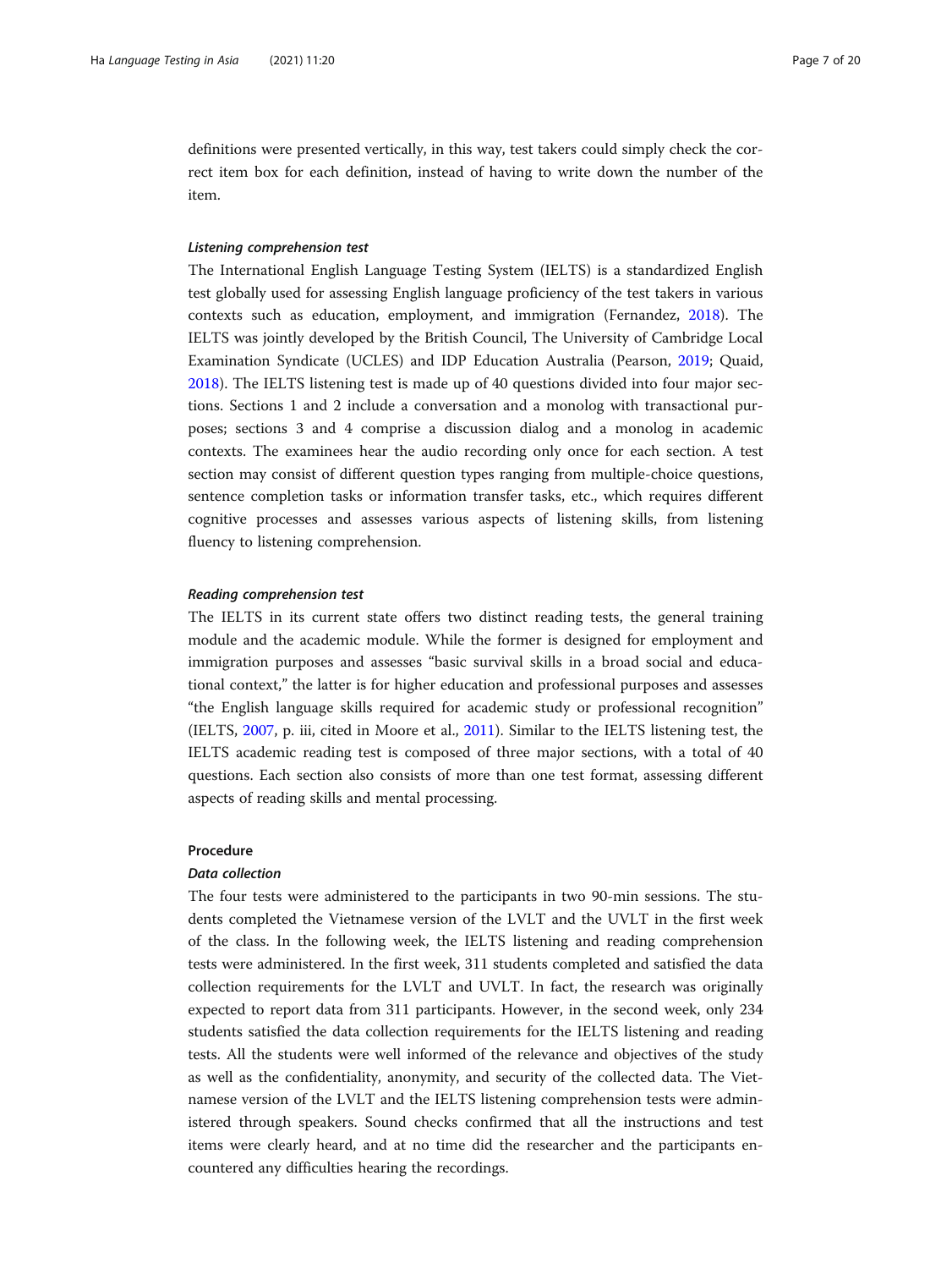definitions were presented vertically, in this way, test takers could simply check the correct item box for each definition, instead of having to write down the number of the item.

#### *Listening comprehension test*

The International English Language Testing System (IELTS) is a standardized English test globally used for assessing English language proficiency of the test takers in various contexts such as education, employment, and immigration (Fernandez, 2018). The IELTS was jointly developed by the British Council, The University of Cambridge Local Examination Syndicate (UCLES) and IDP Education Australia (Pearson, 2019; Quaid, 2018). The IELTS listening test is made up of 40 questions divided into four major sections. Sections 1 and 2 include a conversation and a monolog with transactional purposes; sections 3 and 4 comprise a discussion dialog and a monolog in academic contexts. The examinees hear the audio recording only once for each section. A test section may consist of different question types ranging from multiple-choice questions, sentence completion tasks or information transfer tasks, etc., which requires different cognitive processes and assesses various aspects of listening skills, from listening fluency to listening comprehension.

#### *Reading comprehension test*

The IELTS in its current state offers two distinct reading tests, the general training module and the academic module. While the former is designed for employment and immigration purposes and assesses "basic survival skills in a broad social and educational context," the latter is for higher education and professional purposes and assesses "the English language skills required for academic study or professional recognition" (IELTS, 2007, p. iii, cited in Moore et al., 2011). Similar to the IELTS listening test, the IELTS academic reading test is composed of three major sections, with a total of 40 questions. Each section also consists of more than one test format, assessing different aspects of reading skills and mental processing.

### Procedure

#### *Data collection*

The four tests were administered to the participants in two 90-min sessions. The students completed the Vietnamese version of the LVLT and the UVLT in the first week of the class. In the following week, the IELTS listening and reading comprehension tests were administered. In the first week, 311 students completed and satisfied the data collection requirements for the LVLT and UVLT. In fact, the research was originally expected to report data from 311 participants. However, in the second week, only 234 students satisfied the data collection requirements for the IELTS listening and reading tests. All the students were well informed of the relevance and objectives of the study as well as the confidentiality, anonymity, and security of the collected data. The Vietnamese version of the LVLT and the IELTS listening comprehension tests were administered through speakers. Sound checks confirmed that all the instructions and test items were clearly heard, and at no time did the researcher and the participants encountered any difficulties hearing the recordings.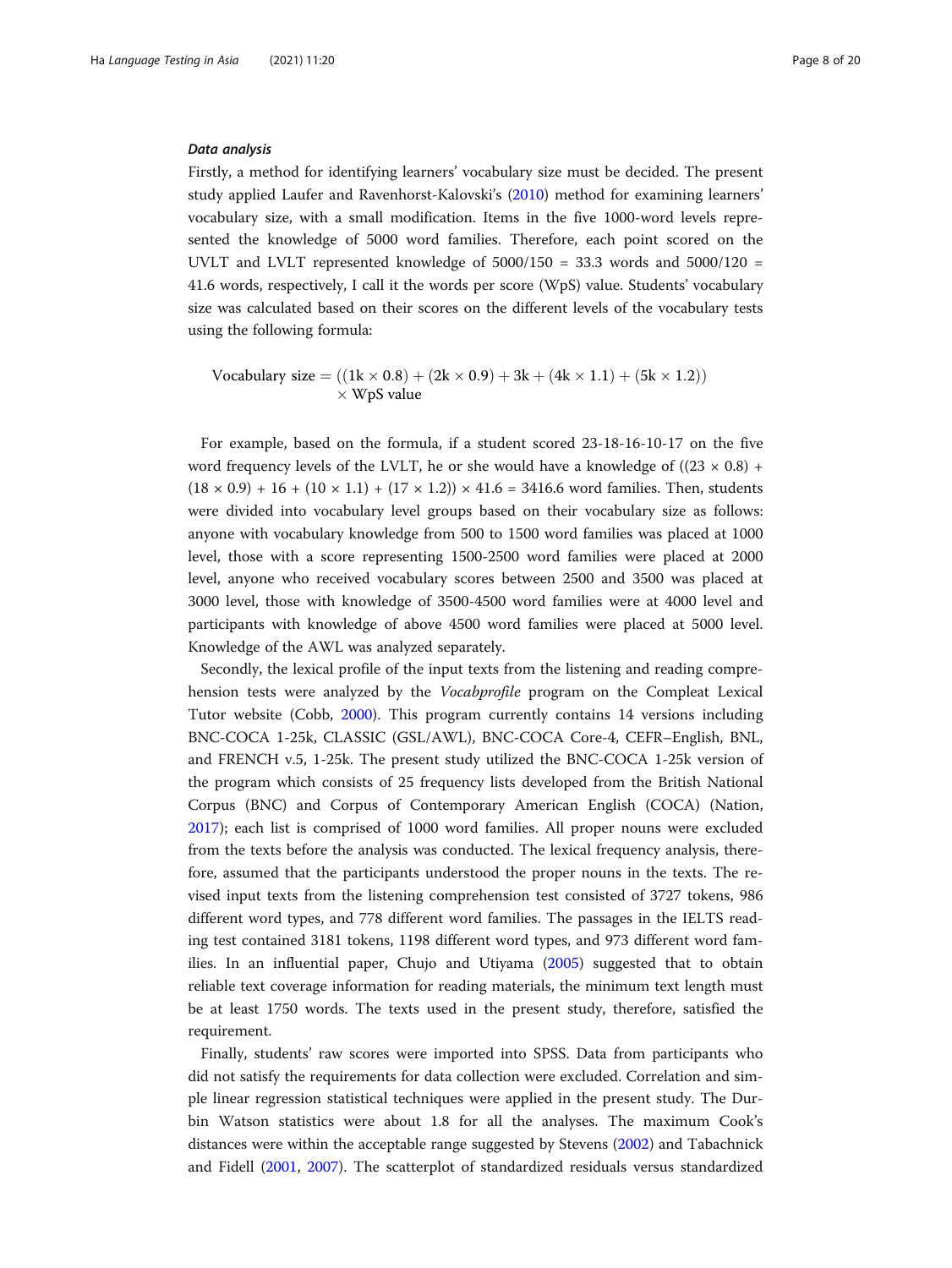### *Data analysis*

Firstly, a method for identifying learners' vocabulary size must be decided. The present study applied Laufer and Ravenhorst-Kalovski's (2010) method for examining learners' vocabulary size, with a small modification. Items in the five 1000-word levels represented the knowledge of 5000 word families. Therefore, each point scored on the UVLT and LVLT represented knowledge of 5000/150 = 33.3 words and 5000/120 = 41.6 words, respectively, I call it the words per score (WpS) value. Students' vocabulary size was calculated based on their scores on the different levels of the vocabulary tests using the following formula:

$$\text{Vocabulary size} = ((1\text{k} \times 0.8) + (2\text{k} \times 0.9) + 3\text{k} + (4\text{k} \times 1.1) + (5\text{k} \times 1.2)) \times \text{WpS value}$$

For example, based on the formula, if a student scored 23-18-16-10-17 on the five word frequency levels of the LVLT, he or she would have a knowledge of $((23 \times 0.8) + (18 \times 0.9) + 16 + (10 \times 1.1) + (17 \times 1.2)) \times 41.6 = 3416.6$ word families. Then, students were divided into vocabulary level groups based on their vocabulary size as follows: anyone with vocabulary knowledge from 500 to 1500 word families was placed at 1000 level, those with a score representing 1500-2500 word families were placed at 2000 level, anyone who received vocabulary scores between 2500 and 3500 was placed at 3000 level, those with knowledge of 3500-4500 word families were at 4000 level and participants with knowledge of above 4500 word families were placed at 5000 level. Knowledge of the AWL was analyzed separately.

Secondly, the lexical profile of the input texts from the listening and reading comprehension tests were analyzed by the *Vocabprofile* program on the Compleat Lexical Tutor website (Cobb, 2000). This program currently contains 14 versions including BNC-COCA 1-25k, CLASSIC (GSL/AWL), BNC-COCA Core-4, CEFR–English, BNL, and FRENCH v.5, 1-25k. The present study utilized the BNC-COCA 1-25k version of the program which consists of 25 frequency lists developed from the British National Corpus (BNC) and Corpus of Contemporary American English (COCA) (Nation, 2017); each list is comprised of 1000 word families. All proper nouns were excluded from the texts before the analysis was conducted. The lexical frequency analysis, therefore, assumed that the participants understood the proper nouns in the texts. The revised input texts from the listening comprehension test consisted of 3727 tokens, 986 different word types, and 778 different word families. The passages in the IELTS reading test contained 3181 tokens, 1198 different word types, and 973 different word families. In an influential paper, Chujo and Utiyama (2005) suggested that to obtain reliable text coverage information for reading materials, the minimum text length must be at least 1750 words. The texts used in the present study, therefore, satisfied the requirement.

Finally, students' raw scores were imported into SPSS. Data from participants who did not satisfy the requirements for data collection were excluded. Correlation and simple linear regression statistical techniques were applied in the present study. The Durbin Watson statistics were about 1.8 for all the analyses. The maximum Cook's distances were within the acceptable range suggested by Stevens (2002) and Tabachnick and Fidell (2001, 2007). The scatterplot of standardized residuals versus standardized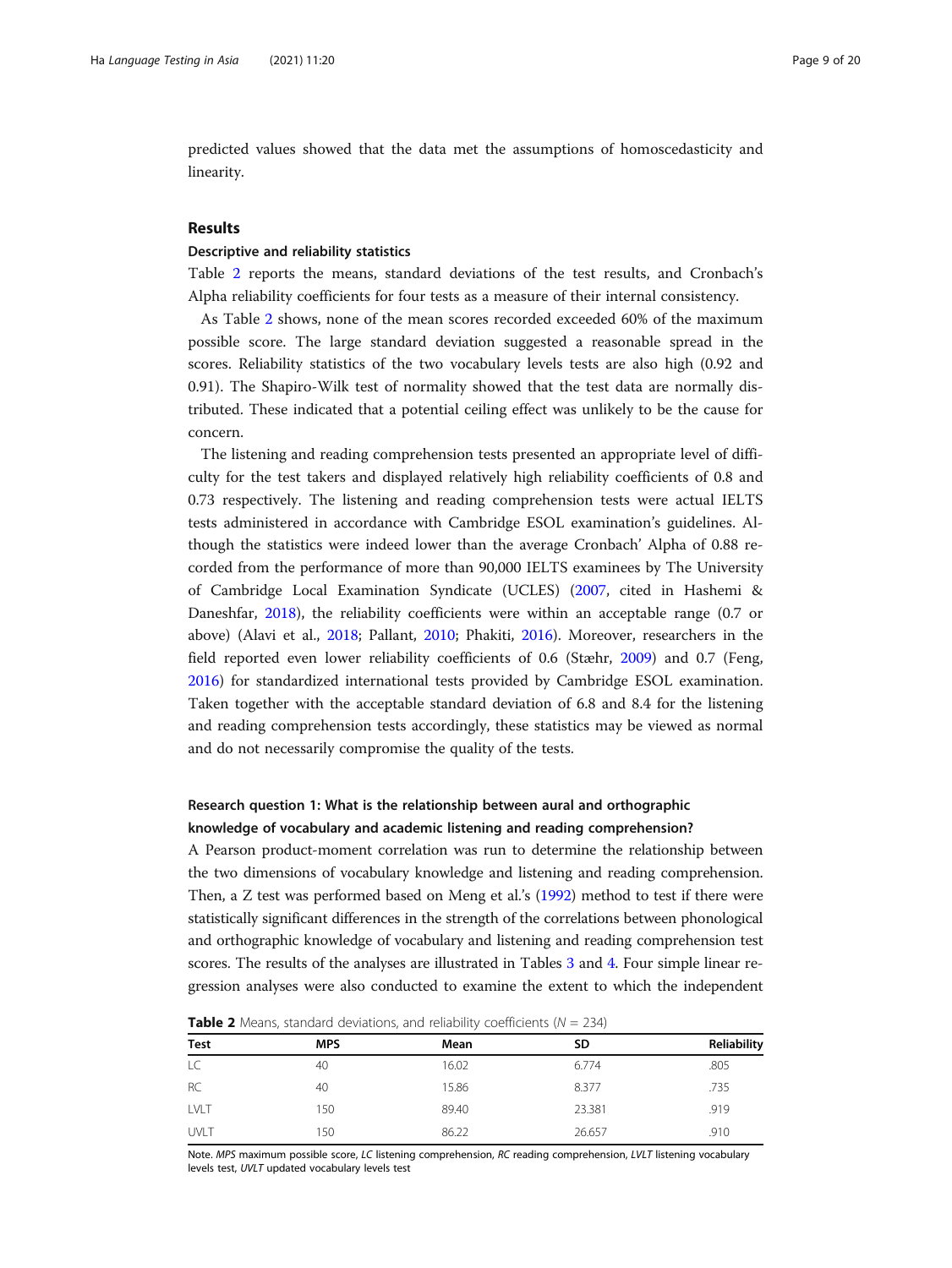predicted values showed that the data met the assumptions of homoscedasticity and linearity.

## Results

### Descriptive and reliability statistics

Table 2 reports the means, standard deviations of the test results, and Cronbach's Alpha reliability coefficients for four tests as a measure of their internal consistency.

As Table 2 shows, none of the mean scores recorded exceeded 60% of the maximum possible score. The large standard deviation suggested a reasonable spread in the scores. Reliability statistics of the two vocabulary levels tests are also high (0.92 and 0.91). The Shapiro-Wilk test of normality showed that the test data are normally distributed. These indicated that a potential ceiling effect was unlikely to be the cause for concern.

The listening and reading comprehension tests presented an appropriate level of difficulty for the test takers and displayed relatively high reliability coefficients of 0.8 and 0.73 respectively. The listening and reading comprehension tests were actual IELTS tests administered in accordance with Cambridge ESOL examination's guidelines. Although the statistics were indeed lower than the average Cronbach' Alpha of 0.88 recorded from the performance of more than 90,000 IELTS examinees by The University of Cambridge Local Examination Syndicate (UCLES) (2007, cited in Hashemi & Daneshfar, 2018), the reliability coefficients were within an acceptable range (0.7 or above) (Alavi et al., 2018; Pallant, 2010; Phakiti, 2016). Moreover, researchers in the field reported even lower reliability coefficients of 0.6 (Stæhr, 2009) and 0.7 (Feng, 2016) for standardized international tests provided by Cambridge ESOL examination. Taken together with the acceptable standard deviation of 6.8 and 8.4 for the listening and reading comprehension tests accordingly, these statistics may be viewed as normal and do not necessarily compromise the quality of the tests.

### Research question 1: What is the relationship between aural and orthographic knowledge of vocabulary and academic listening and reading comprehension?

A Pearson product-moment correlation was run to determine the relationship between the two dimensions of vocabulary knowledge and listening and reading comprehension. Then, a Z test was performed based on Meng et al.'s (1992) method to test if there were statistically significant differences in the strength of the correlations between phonological and orthographic knowledge of vocabulary and listening and reading comprehension test scores. The results of the analyses are illustrated in Tables 3 and 4. Four simple linear regression analyses were also conducted to examine the extent to which the independent

**Table 2** Means, standard deviations, and reliability coefficients ($N$ = 234)

| Test | MPS | Mean | SD | Reliability |
|---|---|---|---|---|
| LC | 40 | 16.02 | 6.774 | .805 |
| RC | 40 | 15.86 | 8.377 | .735 |
| LVLT | 150 | 89.40 | 23.381 | .919 |
| UVLT | 150 | 86.22 | 26.657 | .910 |

Note. *MPS* maximum possible score, *LC* listening comprehension, *RC* reading comprehension, *LVLT* listening vocabulary levels test, *UVLT* updated vocabulary levels test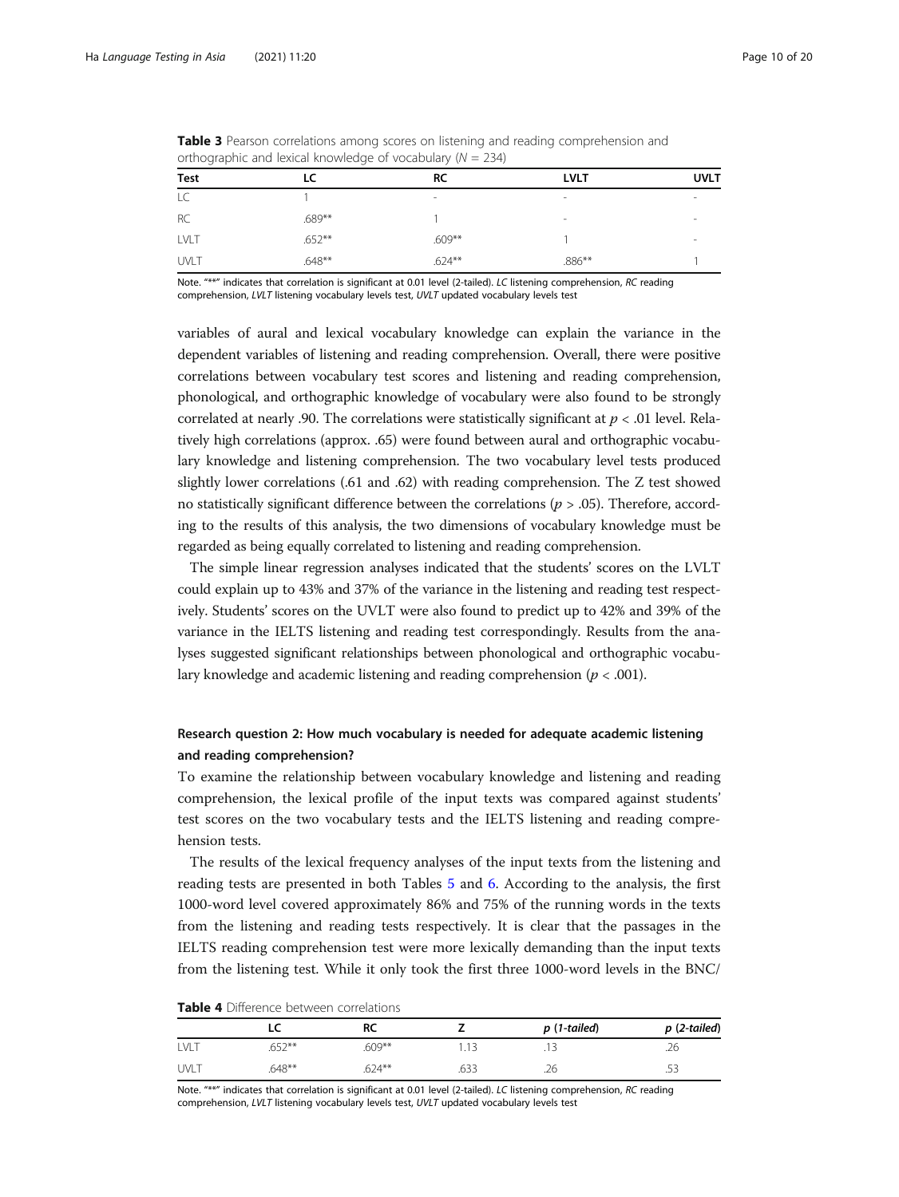**Table 3** Pearson correlations among scores on listening and reading comprehension and orthographic and lexical knowledge of vocabulary ($N$ = 234)

| Test | LC | RC | LVLT | UVLT |
|---|---|---|---|---|
| LC | 1 | - | - | - |
| RC | .689** | 1 | - | - |
| LVLT | .652** | .609** | 1 | - |
| UVLT | .648** | .624** | .886** | 1 |

Note. "**" indicates that correlation is significant at 0.01 level (2-tailed). *LC* listening comprehension, *RC* reading comprehension, *LVLT* listening vocabulary levels test, *UVLT* updated vocabulary levels test

variables of aural and lexical vocabulary knowledge can explain the variance in the dependent variables of listening and reading comprehension. Overall, there were positive correlations between vocabulary test scores and listening and reading comprehension, phonological, and orthographic knowledge of vocabulary were also found to be strongly correlated at nearly .90. The correlations were statistically significant at $p < .01$ level. Relatively high correlations (approx. .65) were found between aural and orthographic vocabulary knowledge and listening comprehension. The two vocabulary level tests produced slightly lower correlations (.61 and .62) with reading comprehension. The Z test showed no statistically significant difference between the correlations ($p > .05$). Therefore, according to the results of this analysis, the two dimensions of vocabulary knowledge must be regarded as being equally correlated to listening and reading comprehension.

The simple linear regression analyses indicated that the students' scores on the LVLT could explain up to 43% and 37% of the variance in the listening and reading test respectively. Students' scores on the UVLT were also found to predict up to 42% and 39% of the variance in the IELTS listening and reading test correspondingly. Results from the analyses suggested significant relationships between phonological and orthographic vocabulary knowledge and academic listening and reading comprehension ($p < .001$).

### Research question 2: How much vocabulary is needed for adequate academic listening and reading comprehension?

To examine the relationship between vocabulary knowledge and listening and reading comprehension, the lexical profile of the input texts was compared against students' test scores on the two vocabulary tests and the IELTS listening and reading comprehension tests.

The results of the lexical frequency analyses of the input texts from the listening and reading tests are presented in both Tables 5 and 6. According to the analysis, the first 1000-word level covered approximately 86% and 75% of the running words in the texts from the listening and reading tests respectively. It is clear that the passages in the IELTS reading comprehension test were more lexically demanding than the input texts from the listening test. While it only took the first three 1000-word levels in the BNC/

**Table 4** Difference between correlations

| | LC | RC | Z | *p* (*1-tailed*) | *p* (*2-tailed*) |
|---|---|---|---|---|---|
| LVLT | .652** | .609** | 1.13 | .13 | .26 |
| UVLT | .648** | .624** | .633 | .26 | .53 |

Note. "**" indicates that correlation is significant at 0.01 level (2-tailed). *LC* listening comprehension, *RC* reading comprehension, *LVLT* listening vocabulary levels test, *UVLT* updated vocabulary levels test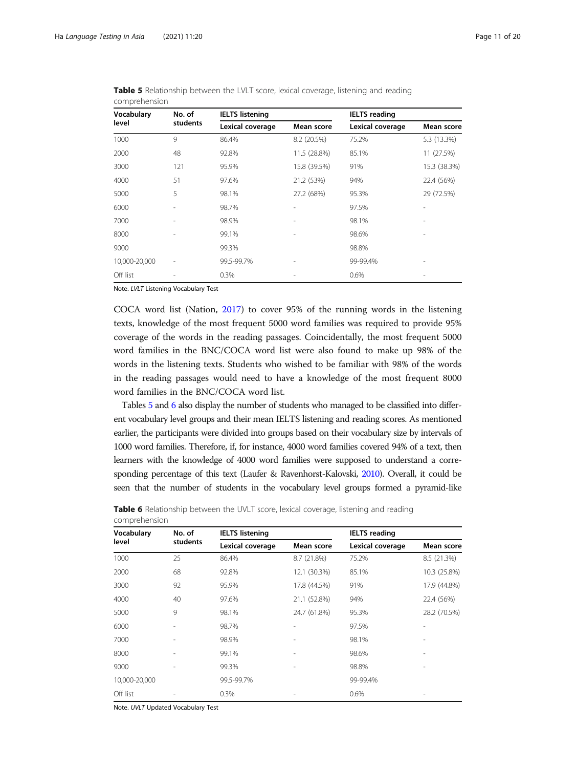**Table 5** Relationship between the LVLT score, lexical coverage, listening and reading comprehension

| Vocabulary level | No. of students | IELTS listening | | IELTS reading | |
|---|---|---|---|---|---|
| | | Lexical coverage | Mean score | Lexical coverage | Mean score |
| 1000 | 9 | 86.4% | 8.2 (20.5%) | 75.2% | 5.3 (13.3%) |
| 2000 | 48 | 92.8% | 11.5 (28.8%) | 85.1% | 11 (27.5%) |
| 3000 | 121 | 95.9% | 15.8 (39.5%) | 91% | 15.3 (38.3%) |
| 4000 | 51 | 97.6% | 21.2 (53%) | 94% | 22.4 (56%) |
| 5000 | 5 | 98.1% | 27.2 (68%) | 95.3% | 29 (72.5%) |
| 6000 | - | 98.7% | - | 97.5% | - |
| 7000 | - | 98.9% | - | 98.1% | - |
| 8000 | - | 99.1% | - | 98.6% | - |
| 9000 | | 99.3% | | 98.8% | |
| 10,000-20,000 | - | 99.5-99.7% | - | 99-99.4% | - |
| Off list | - | 0.3% | - | 0.6% | - |

Note. *LVLT* Listening Vocabulary Test

COCA word list (Nation, 2017) to cover 95% of the running words in the listening texts, knowledge of the most frequent 5000 word families was required to provide 95% coverage of the words in the reading passages. Coincidentally, the most frequent 5000 word families in the BNC/COCA word list were also found to make up 98% of the words in the listening texts. Students who wished to be familiar with 98% of the words in the reading passages would need to have a knowledge of the most frequent 8000 word families in the BNC/COCA word list.

Tables 5 and 6 also display the number of students who managed to be classified into different vocabulary level groups and their mean IELTS listening and reading scores. As mentioned earlier, the participants were divided into groups based on their vocabulary size by intervals of 1000 word families. Therefore, if, for instance, 4000 word families covered 94% of a text, then learners with the knowledge of 4000 word families were supposed to understand a corresponding percentage of this text (Laufer & Ravenhorst-Kalovski, 2010). Overall, it could be seen that the number of students in the vocabulary level groups formed a pyramid-like

**Table 6** Relationship between the UVLT score, lexical coverage, listening and reading comprehension

| Vocabulary level | No. of students | IELTS listening | | IELTS reading | |
|---|---|---|---|---|---|
| | | Lexical coverage | Mean score | Lexical coverage | Mean score |
| 1000 | 25 | 86.4% | 8.7 (21.8%) | 75.2% | 8.5 (21.3%) |
| 2000 | 68 | 92.8% | 12.1 (30.3%) | 85.1% | 10.3 (25.8%) |
| 3000 | 92 | 95.9% | 17.8 (44.5%) | 91% | 17.9 (44.8%) |
| 4000 | 40 | 97.6% | 21.1 (52.8%) | 94% | 22.4 (56%) |
| 5000 | 9 | 98.1% | 24.7 (61.8%) | 95.3% | 28.2 (70.5%) |
| 6000 | - | 98.7% | - | 97.5% | - |
| 7000 | - | 98.9% | - | 98.1% | - |
| 8000 | - | 99.1% | - | 98.6% | - |
| 9000 | - | 99.3% | - | 98.8% | - |
| 10,000-20,000 | | 99.5-99.7% | | 99-99.4% | |
| Off list | - | 0.3% | - | 0.6% | - |

Note. *UVLT* Updated Vocabulary Test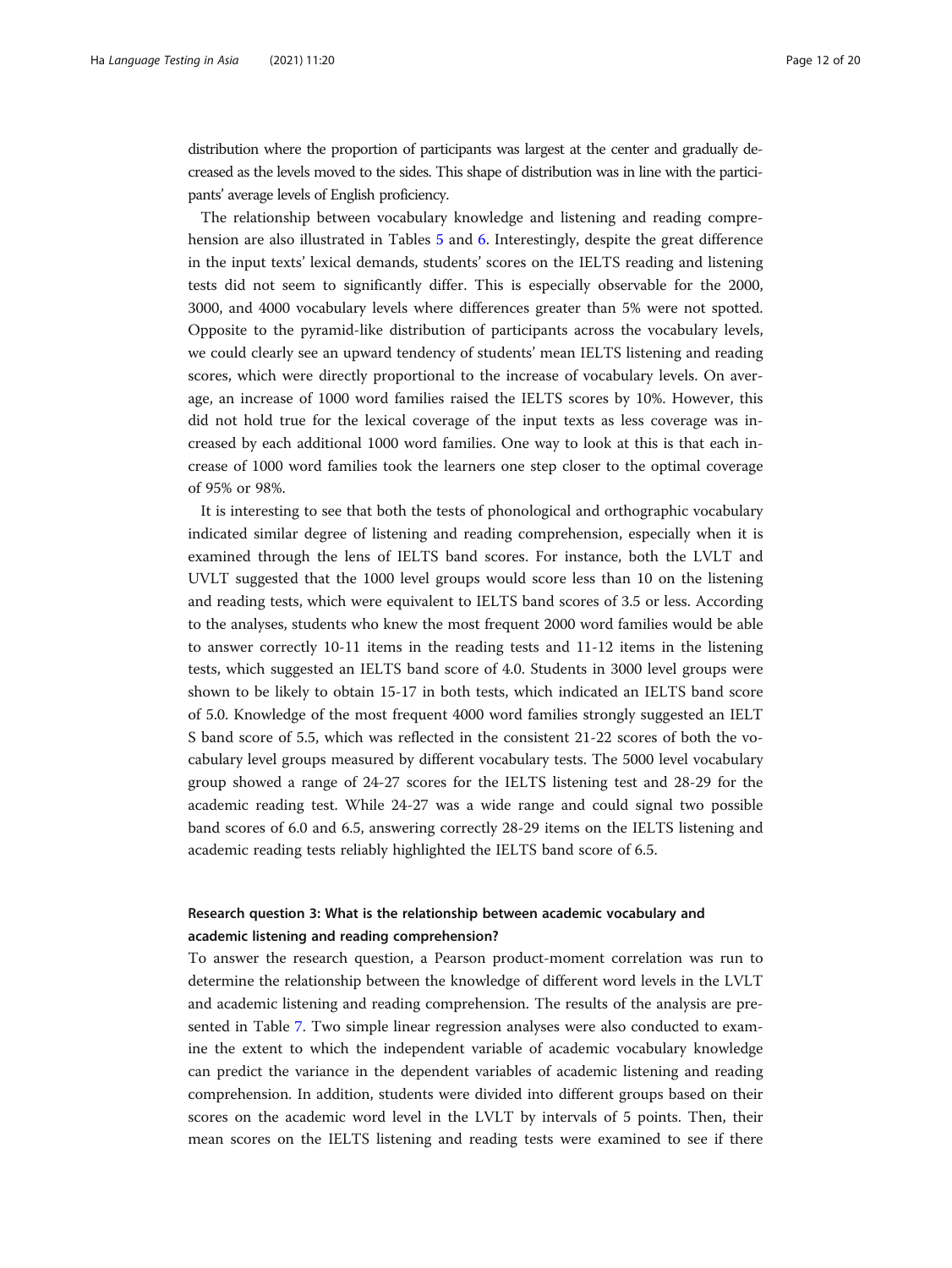distribution where the proportion of participants was largest at the center and gradually decreased as the levels moved to the sides. This shape of distribution was in line with the participants' average levels of English proficiency.

The relationship between vocabulary knowledge and listening and reading comprehension are also illustrated in Tables 5 and 6. Interestingly, despite the great difference in the input texts' lexical demands, students' scores on the IELTS reading and listening tests did not seem to significantly differ. This is especially observable for the 2000, 3000, and 4000 vocabulary levels where differences greater than 5% were not spotted. Opposite to the pyramid-like distribution of participants across the vocabulary levels, we could clearly see an upward tendency of students' mean IELTS listening and reading scores, which were directly proportional to the increase of vocabulary levels. On average, an increase of 1000 word families raised the IELTS scores by 10%. However, this did not hold true for the lexical coverage of the input texts as less coverage was increased by each additional 1000 word families. One way to look at this is that each increase of 1000 word families took the learners one step closer to the optimal coverage of 95% or 98%.

It is interesting to see that both the tests of phonological and orthographic vocabulary indicated similar degree of listening and reading comprehension, especially when it is examined through the lens of IELTS band scores. For instance, both the LVLT and UVLT suggested that the 1000 level groups would score less than 10 on the listening and reading tests, which were equivalent to IELTS band scores of 3.5 or less. According to the analyses, students who knew the most frequent 2000 word families would be able to answer correctly 10-11 items in the reading tests and 11-12 items in the listening tests, which suggested an IELTS band score of 4.0. Students in 3000 level groups were shown to be likely to obtain 15-17 in both tests, which indicated an IELTS band score of 5.0. Knowledge of the most frequent 4000 word families strongly suggested an IELTS band score of 5.5, which was reflected in the consistent 21-22 scores of both the vocabulary level groups measured by different vocabulary tests. The 5000 level vocabulary group showed a range of 24-27 scores for the IELTS listening test and 28-29 for the academic reading test. While 24-27 was a wide range and could signal two possible band scores of 6.0 and 6.5, answering correctly 28-29 items on the IELTS listening and academic reading tests reliably highlighted the IELTS band score of 6.5.

### Research question 3: What is the relationship between academic vocabulary and academic listening and reading comprehension?

To answer the research question, a Pearson product-moment correlation was run to determine the relationship between the knowledge of different word levels in the LVLT and academic listening and reading comprehension. The results of the analysis are presented in Table 7. Two simple linear regression analyses were also conducted to examine the extent to which the independent variable of academic vocabulary knowledge can predict the variance in the dependent variables of academic listening and reading comprehension. In addition, students were divided into different groups based on their scores on the academic word level in the LVLT by intervals of 5 points. Then, their mean scores on the IELTS listening and reading tests were examined to see if there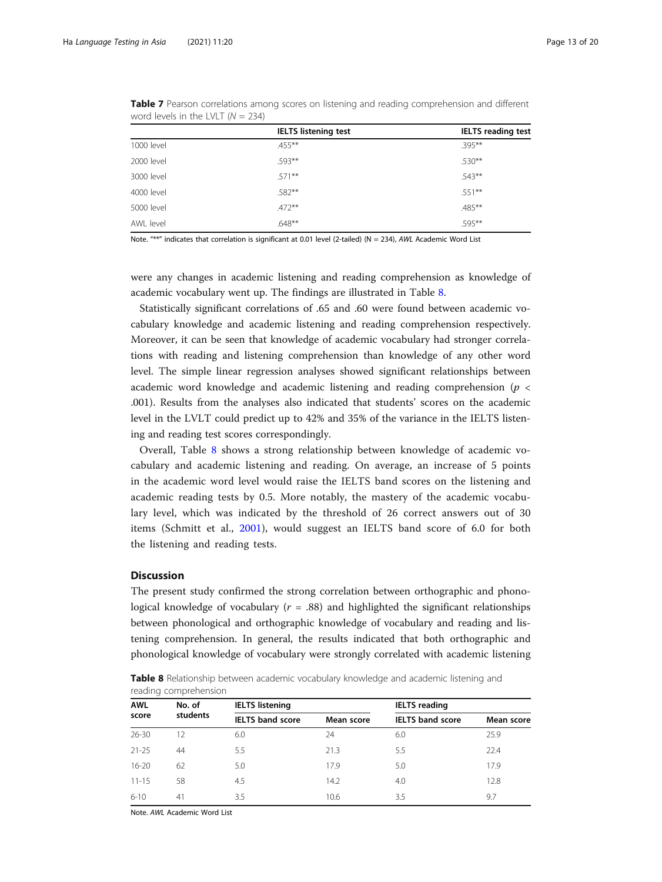Table 7 Pearson correlations among scores on listening and reading comprehension and different word levels in the LVLT ($N = 234$)

| | IELTS listening test | IELTS reading test |
|---|---|---|
| 1000 level | .455** | .395** |
| 2000 level | .593** | .530** |
| 3000 level | .571** | .543** |
| 4000 level | .582** | .551** |
| 5000 level | .472** | .485** |
| AWL level | .648** | .595** |

Note. "**" indicates that correlation is significant at 0.01 level (2-tailed) (N = 234), *AWL* Academic Word List

were any changes in academic listening and reading comprehension as knowledge of academic vocabulary went up. The findings are illustrated in Table 8.

Statistically significant correlations of .65 and .60 were found between academic vocabulary knowledge and academic listening and reading comprehension respectively. Moreover, it can be seen that knowledge of academic vocabulary had stronger correlations with reading and listening comprehension than knowledge of any other word level. The simple linear regression analyses showed significant relationships between academic word knowledge and academic listening and reading comprehension ($p < .001$). Results from the analyses also indicated that students' scores on the academic level in the LVLT could predict up to 42% and 35% of the variance in the IELTS listening and reading test scores correspondingly.

Overall, Table 8 shows a strong relationship between knowledge of academic vocabulary and academic listening and reading. On average, an increase of 5 points in the academic word level would raise the IELTS band scores on the listening and academic reading tests by 0.5. More notably, the mastery of the academic vocabulary level, which was indicated by the threshold of 26 correct answers out of 30 items (Schmitt et al., 2001), would suggest an IELTS band score of 6.0 for both the listening and reading tests.

## Discussion

The present study confirmed the strong correlation between orthographic and phonological knowledge of vocabulary ($r = .88$) and highlighted the significant relationships between phonological and orthographic knowledge of vocabulary and reading and listening comprehension. In general, the results indicated that both orthographic and phonological knowledge of vocabulary were strongly correlated with academic listening

Table 8 Relationship between academic vocabulary knowledge and academic listening and reading comprehension

| AWL score | No. of students | IELTS listening | | IELTS reading | |
|---|---|---|---|---|---|
| | | IELTS band score | Mean score | IELTS band score | Mean score |
| 26-30 | 12 | 6.0 | 24 | 6.0 | 25.9 |
| 21-25 | 44 | 5.5 | 21.3 | 5.5 | 22.4 |
| 16-20 | 62 | 5.0 | 17.9 | 5.0 | 17.9 |
| 11-15 | 58 | 4.5 | 14.2 | 4.0 | 12.8 |
| 6-10 | 41 | 3.5 | 10.6 | 3.5 | 9.7 |

Note. *AWL* Academic Word List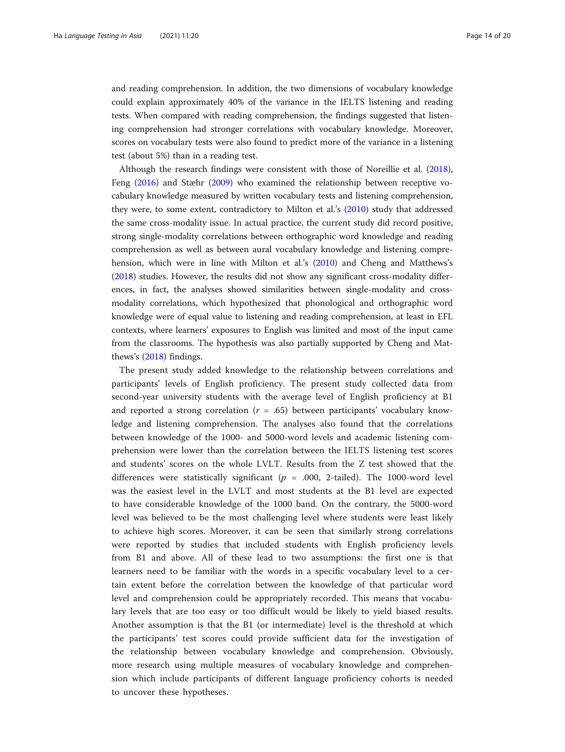and reading comprehension. In addition, the two dimensions of vocabulary knowledge could explain approximately 40% of the variance in the IELTS listening and reading tests. When compared with reading comprehension, the findings suggested that listening comprehension had stronger correlations with vocabulary knowledge. Moreover, scores on vocabulary tests were also found to predict more of the variance in a listening test (about 5%) than in a reading test.

Although the research findings were consistent with those of Noreillie et al. (2018), Feng (2016) and Stæhr (2009) who examined the relationship between receptive vocabulary knowledge measured by written vocabulary tests and listening comprehension, they were, to some extent, contradictory to Milton et al.'s (2010) study that addressed the same cross-modality issue. In actual practice, the current study did record positive, strong single-modality correlations between orthographic word knowledge and reading comprehension as well as between aural vocabulary knowledge and listening comprehension, which were in line with Milton et al.'s (2010) and Cheng and Matthews's (2018) studies. However, the results did not show any significant cross-modality differences, in fact, the analyses showed similarities between single-modality and cross-modality correlations, which hypothesized that phonological and orthographic word knowledge were of equal value to listening and reading comprehension, at least in EFL contexts, where learners' exposures to English was limited and most of the input came from the classrooms. The hypothesis was also partially supported by Cheng and Matthews's (2018) findings.

The present study added knowledge to the relationship between correlations and participants' levels of English proficiency. The present study collected data from second-year university students with the average level of English proficiency at B1 and reported a strong correlation ($r$ = .65) between participants' vocabulary knowledge and listening comprehension. The analyses also found that the correlations between knowledge of the 1000- and 5000-word levels and academic listening comprehension were lower than the correlation between the IELTS listening test scores and students' scores on the whole LVLT. Results from the Z test showed that the differences were statistically significant ($p$ = .000, 2-tailed). The 1000-word level was the easiest level in the LVLT and most students at the B1 level are expected to have considerable knowledge of the 1000 band. On the contrary, the 5000-word level was believed to be the most challenging level where students were least likely to achieve high scores. Moreover, it can be seen that similarly strong correlations were reported by studies that included students with English proficiency levels from B1 and above. All of these lead to two assumptions: the first one is that learners need to be familiar with the words in a specific vocabulary level to a certain extent before the correlation between the knowledge of that particular word level and comprehension could be appropriately recorded. This means that vocabulary levels that are too easy or too difficult would be likely to yield biased results. Another assumption is that the B1 (or intermediate) level is the threshold at which the participants' test scores could provide sufficient data for the investigation of the relationship between vocabulary knowledge and comprehension. Obviously, more research using multiple measures of vocabulary knowledge and comprehension which include participants of different language proficiency cohorts is needed to uncover these hypotheses.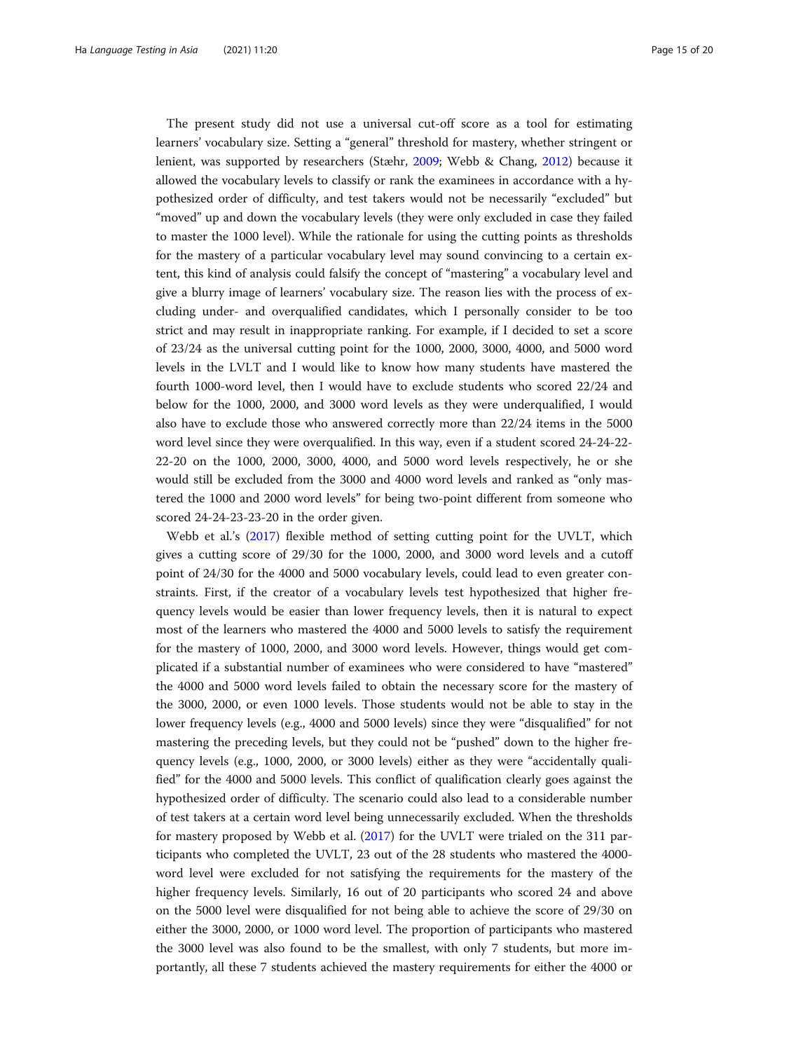The present study did not use a universal cut-off score as a tool for estimating learners' vocabulary size. Setting a "general" threshold for mastery, whether stringent or lenient, was supported by researchers (Stæhr, 2009; Webb & Chang, 2012) because it allowed the vocabulary levels to classify or rank the examinees in accordance with a hypothesized order of difficulty, and test takers would not be necessarily "excluded" but "moved" up and down the vocabulary levels (they were only excluded in case they failed to master the 1000 level). While the rationale for using the cutting points as thresholds for the mastery of a particular vocabulary level may sound convincing to a certain extent, this kind of analysis could falsify the concept of "mastering" a vocabulary level and give a blurry image of learners' vocabulary size. The reason lies with the process of excluding under- and overqualified candidates, which I personally consider to be too strict and may result in inappropriate ranking. For example, if I decided to set a score of 23/24 as the universal cutting point for the 1000, 2000, 3000, 4000, and 5000 word levels in the LVLT and I would like to know how many students have mastered the fourth 1000-word level, then I would have to exclude students who scored 22/24 and below for the 1000, 2000, and 3000 word levels as they were underqualified, I would also have to exclude those who answered correctly more than 22/24 items in the 5000 word level since they were overqualified. In this way, even if a student scored 24-24-22-22-20 on the 1000, 2000, 3000, 4000, and 5000 word levels respectively, he or she would still be excluded from the 3000 and 4000 word levels and ranked as "only mastered the 1000 and 2000 word levels" for being two-point different from someone who scored 24-24-23-23-20 in the order given.

Webb et al.'s (2017) flexible method of setting cutting point for the UVLT, which gives a cutting score of 29/30 for the 1000, 2000, and 3000 word levels and a cutoff point of 24/30 for the 4000 and 5000 vocabulary levels, could lead to even greater constraints. First, if the creator of a vocabulary levels test hypothesized that higher frequency levels would be easier than lower frequency levels, then it is natural to expect most of the learners who mastered the 4000 and 5000 levels to satisfy the requirement for the mastery of 1000, 2000, and 3000 word levels. However, things would get complicated if a substantial number of examinees who were considered to have "mastered" the 4000 and 5000 word levels failed to obtain the necessary score for the mastery of the 3000, 2000, or even 1000 levels. Those students would not be able to stay in the lower frequency levels (e.g., 4000 and 5000 levels) since they were "disqualified" for not mastering the preceding levels, but they could not be "pushed" down to the higher frequency levels (e.g., 1000, 2000, or 3000 levels) either as they were "accidentally qualified" for the 4000 and 5000 levels. This conflict of qualification clearly goes against the hypothesized order of difficulty. The scenario could also lead to a considerable number of test takers at a certain word level being unnecessarily excluded. When the thresholds for mastery proposed by Webb et al. (2017) for the UVLT were trialed on the 311 participants who completed the UVLT, 23 out of the 28 students who mastered the 4000-word level were excluded for not satisfying the requirements for the mastery of the higher frequency levels. Similarly, 16 out of 20 participants who scored 24 and above on the 5000 level were disqualified for not being able to achieve the score of 29/30 on either the 3000, 2000, or 1000 word level. The proportion of participants who mastered the 3000 level was also found to be the smallest, with only 7 students, but more importantly, all these 7 students achieved the mastery requirements for either the 4000 or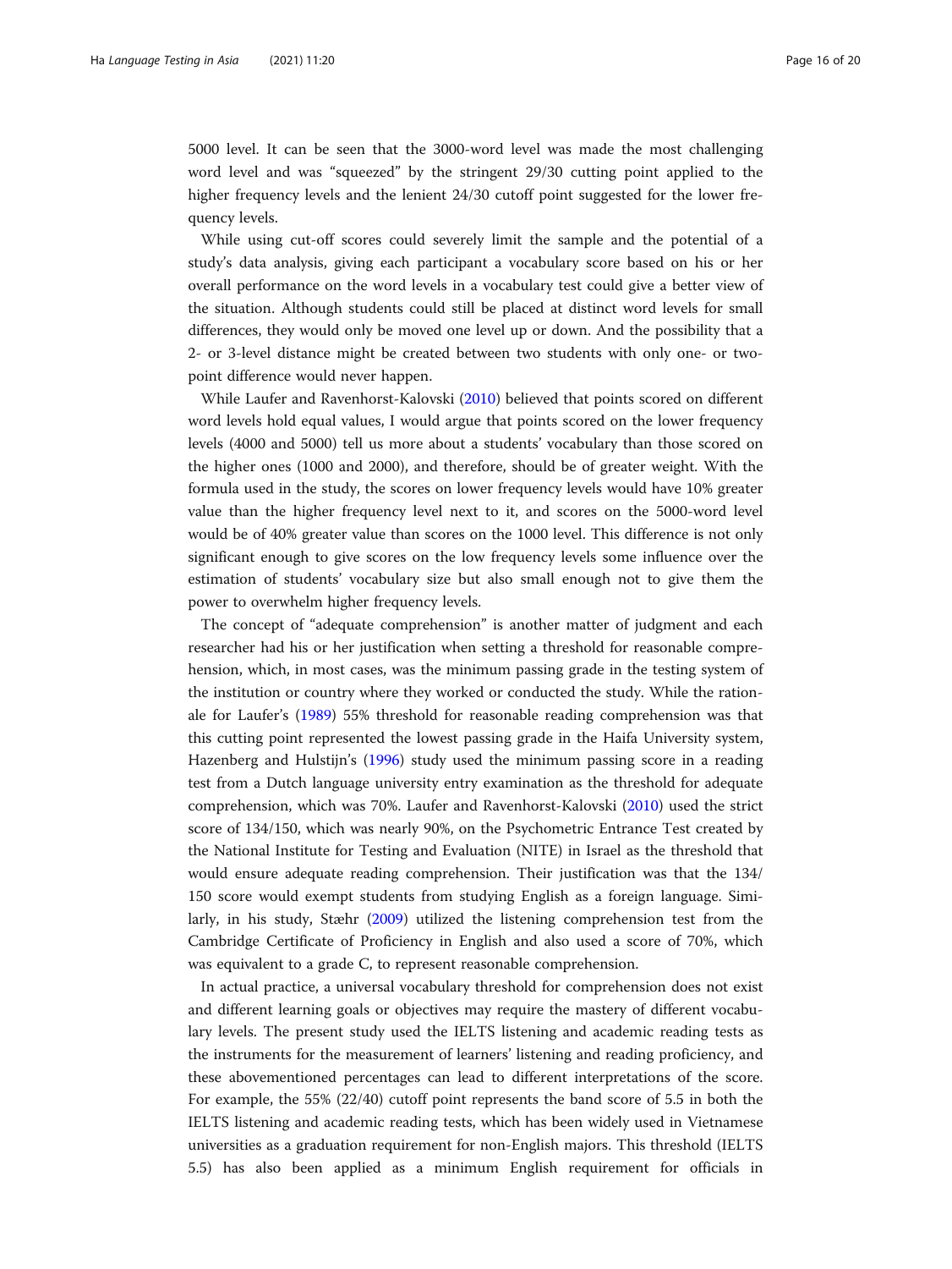5000 level. It can be seen that the 3000-word level was made the most challenging word level and was "squeezed" by the stringent 29/30 cutting point applied to the higher frequency levels and the lenient 24/30 cutoff point suggested for the lower frequency levels.

While using cut-off scores could severely limit the sample and the potential of a study's data analysis, giving each participant a vocabulary score based on his or her overall performance on the word levels in a vocabulary test could give a better view of the situation. Although students could still be placed at distinct word levels for small differences, they would only be moved one level up or down. And the possibility that a 2- or 3-level distance might be created between two students with only one- or two-point difference would never happen.

While Laufer and Ravenhorst-Kalovski (2010) believed that points scored on different word levels hold equal values, I would argue that points scored on the lower frequency levels (4000 and 5000) tell us more about a students' vocabulary than those scored on the higher ones (1000 and 2000), and therefore, should be of greater weight. With the formula used in the study, the scores on lower frequency levels would have 10% greater value than the higher frequency level next to it, and scores on the 5000-word level would be of 40% greater value than scores on the 1000 level. This difference is not only significant enough to give scores on the low frequency levels some influence over the estimation of students' vocabulary size but also small enough not to give them the power to overwhelm higher frequency levels.

The concept of "adequate comprehension" is another matter of judgment and each researcher had his or her justification when setting a threshold for reasonable comprehension, which, in most cases, was the minimum passing grade in the testing system of the institution or country where they worked or conducted the study. While the rationale for Laufer's (1989) 55% threshold for reasonable reading comprehension was that this cutting point represented the lowest passing grade in the Haifa University system, Hazenberg and Hulstijn's (1996) study used the minimum passing score in a reading test from a Dutch language university entry examination as the threshold for adequate comprehension, which was 70%. Laufer and Ravenhorst-Kalovski (2010) used the strict score of 134/150, which was nearly 90%, on the Psychometric Entrance Test created by the National Institute for Testing and Evaluation (NITE) in Israel as the threshold that would ensure adequate reading comprehension. Their justification was that the 134/150 score would exempt students from studying English as a foreign language. Similarly, in his study, Stæhr (2009) utilized the listening comprehension test from the Cambridge Certificate of Proficiency in English and also used a score of 70%, which was equivalent to a grade C, to represent reasonable comprehension.

In actual practice, a universal vocabulary threshold for comprehension does not exist and different learning goals or objectives may require the mastery of different vocabulary levels. The present study used the IELTS listening and academic reading tests as the instruments for the measurement of learners' listening and reading proficiency, and these abovementioned percentages can lead to different interpretations of the score. For example, the 55% (22/40) cutoff point represents the band score of 5.5 in both the IELTS listening and academic reading tests, which has been widely used in Vietnamese universities as a graduation requirement for non-English majors. This threshold (IELTS 5.5) has also been applied as a minimum English requirement for officials in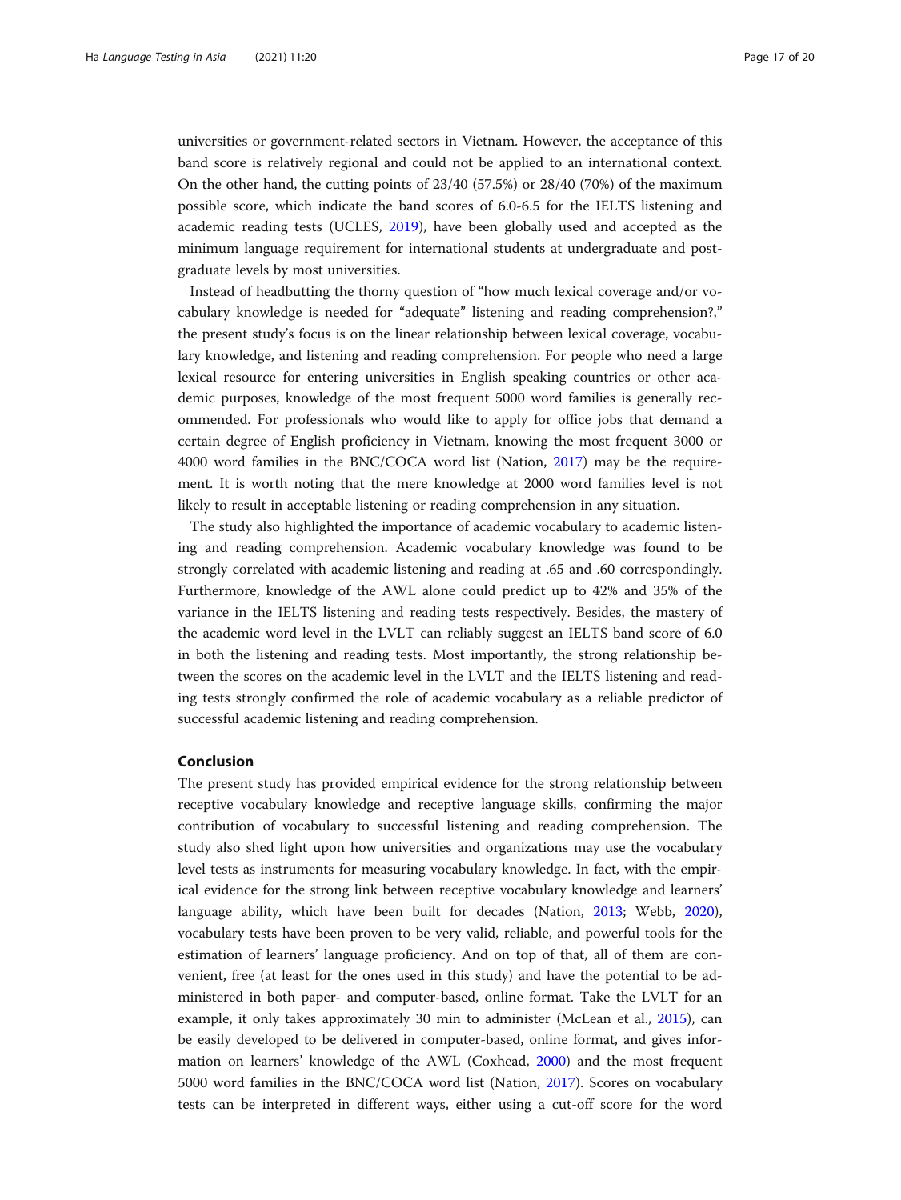universities or government-related sectors in Vietnam. However, the acceptance of this band score is relatively regional and could not be applied to an international context. On the other hand, the cutting points of 23/40 (57.5%) or 28/40 (70%) of the maximum possible score, which indicate the band scores of 6.0-6.5 for the IELTS listening and academic reading tests (UCLES, 2019), have been globally used and accepted as the minimum language requirement for international students at undergraduate and postgraduate levels by most universities.

Instead of headbutting the thorny question of "how much lexical coverage and/or vocabulary knowledge is needed for "adequate" listening and reading comprehension?," the present study's focus is on the linear relationship between lexical coverage, vocabulary knowledge, and listening and reading comprehension. For people who need a large lexical resource for entering universities in English speaking countries or other academic purposes, knowledge of the most frequent 5000 word families is generally recommended. For professionals who would like to apply for office jobs that demand a certain degree of English proficiency in Vietnam, knowing the most frequent 3000 or 4000 word families in the BNC/COCA word list (Nation, 2017) may be the requirement. It is worth noting that the mere knowledge at 2000 word families level is not likely to result in acceptable listening or reading comprehension in any situation.

The study also highlighted the importance of academic vocabulary to academic listening and reading comprehension. Academic vocabulary knowledge was found to be strongly correlated with academic listening and reading at .65 and .60 correspondingly. Furthermore, knowledge of the AWL alone could predict up to 42% and 35% of the variance in the IELTS listening and reading tests respectively. Besides, the mastery of the academic word level in the LVLT can reliably suggest an IELTS band score of 6.0 in both the listening and reading tests. Most importantly, the strong relationship between the scores on the academic level in the LVLT and the IELTS listening and reading tests strongly confirmed the role of academic vocabulary as a reliable predictor of successful academic listening and reading comprehension.

## Conclusion

The present study has provided empirical evidence for the strong relationship between receptive vocabulary knowledge and receptive language skills, confirming the major contribution of vocabulary to successful listening and reading comprehension. The study also shed light upon how universities and organizations may use the vocabulary level tests as instruments for measuring vocabulary knowledge. In fact, with the empirical evidence for the strong link between receptive vocabulary knowledge and learners' language ability, which have been built for decades (Nation, 2013; Webb, 2020), vocabulary tests have been proven to be very valid, reliable, and powerful tools for the estimation of learners' language proficiency. And on top of that, all of them are convenient, free (at least for the ones used in this study) and have the potential to be administered in both paper- and computer-based, online format. Take the LVLT for an example, it only takes approximately 30 min to administer (McLean et al., 2015), can be easily developed to be delivered in computer-based, online format, and gives information on learners' knowledge of the AWL (Coxhead, 2000) and the most frequent 5000 word families in the BNC/COCA word list (Nation, 2017). Scores on vocabulary tests can be interpreted in different ways, either using a cut-off score for the word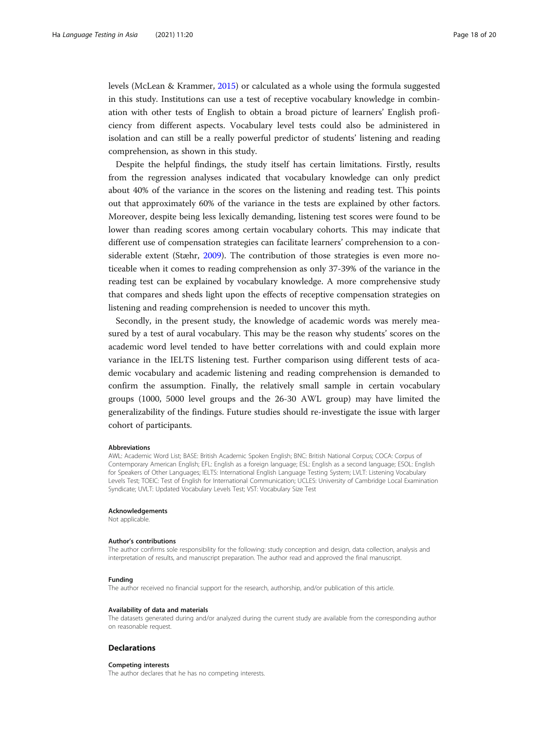levels (McLean & Krammer, 2015) or calculated as a whole using the formula suggested in this study. Institutions can use a test of receptive vocabulary knowledge in combination with other tests of English to obtain a broad picture of learners' English proficiency from different aspects. Vocabulary level tests could also be administered in isolation and can still be a really powerful predictor of students' listening and reading comprehension, as shown in this study.

Despite the helpful findings, the study itself has certain limitations. Firstly, results from the regression analyses indicated that vocabulary knowledge can only predict about 40% of the variance in the scores on the listening and reading test. This points out that approximately 60% of the variance in the tests are explained by other factors. Moreover, despite being less lexically demanding, listening test scores were found to be lower than reading scores among certain vocabulary cohorts. This may indicate that different use of compensation strategies can facilitate learners' comprehension to a considerable extent (Stæhr, 2009). The contribution of those strategies is even more noticeable when it comes to reading comprehension as only 37-39% of the variance in the reading test can be explained by vocabulary knowledge. A more comprehensive study that compares and sheds light upon the effects of receptive compensation strategies on listening and reading comprehension is needed to uncover this myth.

Secondly, in the present study, the knowledge of academic words was merely measured by a test of aural vocabulary. This may be the reason why students' scores on the academic word level tended to have better correlations with and could explain more variance in the IELTS listening test. Further comparison using different tests of academic vocabulary and academic listening and reading comprehension is demanded to confirm the assumption. Finally, the relatively small sample in certain vocabulary groups (1000, 5000 level groups and the 26-30 AWL group) may have limited the generalizability of the findings. Future studies should re-investigate the issue with larger cohort of participants.

#### Abbreviations

AWL: Academic Word List; BASE: British Academic Spoken English; BNC: British National Corpus; COCA: Corpus of Contemporary American English; EFL: English as a foreign language; ESL: English as a second language; ESOL: English for Speakers of Other Languages; IELTS: International English Language Testing System; LVLT: Listening Vocabulary Levels Test; TOEIC: Test of English for International Communication; UCLES: University of Cambridge Local Examination Syndicate; UVLT: Updated Vocabulary Levels Test; VST: Vocabulary Size Test

#### Acknowledgements

Not applicable.

#### Author's contributions

The author confirms sole responsibility for the following: study conception and design, data collection, analysis and interpretation of results, and manuscript preparation. The author read and approved the final manuscript.

#### Funding

The author received no financial support for the research, authorship, and/or publication of this article.

#### Availability of data and materials

The datasets generated during and/or analyzed during the current study are available from the corresponding author on reasonable request.

### Declarations

#### Competing interests

The author declares that he has no competing interests.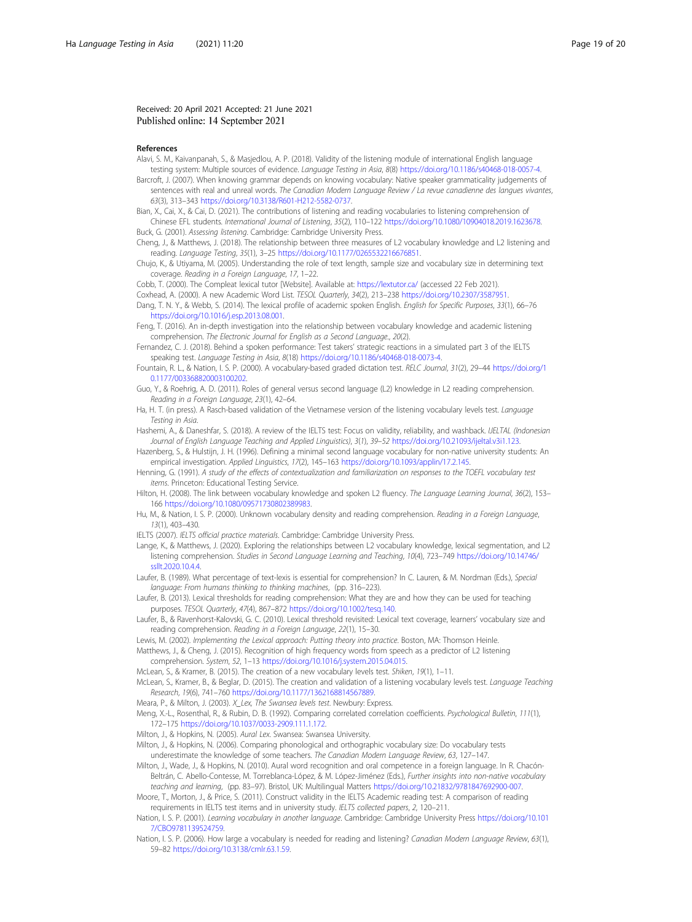Received: 20 April 2021 Accepted: 21 June 2021
Published online: 14 September 2021

## References

Alavi, S. M., Kaivanpanah, S., & Masjedlou, A. P. (2018). Validity of the listening module of international English language testing system: Multiple sources of evidence. *Language Testing in Asia*, *8*(8) https://doi.org/10.1186/s40468-018-0057-4.

Barcroft, J. (2007). When knowing grammar depends on knowing vocabulary: Native speaker grammaticality judgements of sentences with real and unreal words. *The Canadian Modern Language Review / La revue canadienne des langues vivantes*, *63*(3), 313–343 https://doi.org/10.3138/R601-H212-5582-0737.

Bian, X., Cai, X., & Cai, D. (2021). The contributions of listening and reading vocabularies to listening comprehension of Chinese EFL students. *International Journal of Listening*, *35*(2), 110–122 https://doi.org/10.1080/10904018.2019.1623678.

Buck, G. (2001). *Assessing listening*. Cambridge: Cambridge University Press.

Cheng, J., & Matthews, J. (2018). The relationship between three measures of L2 vocabulary knowledge and L2 listening and reading. *Language Testing*, *35*(1), 3–25 https://doi.org/10.1177/0265532216676851.

Chujo, K., & Utiyama, M. (2005). Understanding the role of text length, sample size and vocabulary size in determining text coverage. *Reading in a Foreign Language*, *17*, 1–22.

Cobb, T. (2000). The Compleat lexical tutor [Website]. Available at: https://lextutor.ca/ (accessed 22 Feb 2021).

Coxhead, A. (2000). A new Academic Word List. *TESOL Quarterly*, *34*(2), 213–238 https://doi.org/10.2307/3587951.

Dang, T. N. Y., & Webb, S. (2014). The lexical profile of academic spoken English. *English for Specific Purposes*, *33*(1), 66–76 https://doi.org/10.1016/j.esp.2013.08.001.

Feng, T. (2016). An in-depth investigation into the relationship between vocabulary knowledge and academic listening comprehension. *The Electronic Journal for English as a Second Language.*, *20*(2).

Fernandez, C. J. (2018). Behind a spoken performance: Test takers' strategic reactions in a simulated part 3 of the IELTS speaking test. *Language Testing in Asia*, *8*(18) https://doi.org/10.1186/s40468-018-0073-4.

Fountain, R. L., & Nation, I. S. P. (2000). A vocabulary-based graded dictation test. *RELC Journal*, *31*(2), 29–44 https://doi.org/10.1177/003368820003100202.

Guo, Y., & Roehrig, A. D. (2011). Roles of general versus second language (L2) knowledge in L2 reading comprehension. *Reading in a Foreign Language*, *23*(1), 42–64.

Ha, H. T. (in press). A Rasch-based validation of the Vietnamese version of the listening vocabulary levels test. *Language Testing in Asia*.

Hashemi, A., & Daneshfar, S. (2018). A review of the IELTS test: Focus on validity, reliability, and washback. *IJEELTAL (Indonesian Journal of English Language Teaching and Applied Linguistics)*, *3*(1), 39–52 https://doi.org/10.21093/ijeltal.v3i1.123.

Hazenberg, S., & Hulstijn, J. H. (1996). Defining a minimal second language vocabulary for non-native university students: An empirical investigation. *Applied Linguistics*, *17*(2), 145–163 https://doi.org/10.1093/applin/17.2.145.

Henning, G. (1991). *A study of the effects of contextualization and familiarization on responses to the TOEFL vocabulary test items*. Princeton: Educational Testing Service.

Hilton, H. (2008). The link between vocabulary knowledge and spoken L2 fluency. *The Language Learning Journal*, *36*(2), 153–166 https://doi.org/10.1080/09571730802389983.

Hu, M., & Nation, I. S. P. (2000). Unknown vocabulary density and reading comprehension. *Reading in a Foreign Language*, *13*(1), 403–430.

IELTS (2007). *IELTS official practice materials*. Cambridge: Cambridge University Press.

Lange, K., & Matthews, J. (2020). Exploring the relationships between L2 vocabulary knowledge, lexical segmentation, and L2 listening comprehension. *Studies in Second Language Learning and Teaching*, *10*(4), 723–749 https://doi.org/10.14746/ssllt.2020.10.4.4.

Laufer, B. (1989). What percentage of text-lexis is essential for comprehension? In C. Lauren, & M. Nordman (Eds.), *Special language: From humans thinking to thinking machines*, (pp. 316–223).

Laufer, B. (2013). Lexical thresholds for reading comprehension: What they are and how they can be used for teaching purposes. *TESOL Quarterly*, *47*(4), 867–872 https://doi.org/10.1002/tesq.140.

Laufer, B., & Ravenhorst-Kalovski, G. C. (2010). Lexical threshold revisited: Lexical text coverage, learners' vocabulary size and reading comprehension. *Reading in a Foreign Language*, *22*(1), 15–30.

Lewis, M. (2002). *Implementing the Lexical approach: Putting theory into practice*. Boston, MA: Thomson Heinle.

Matthews, J., & Cheng, J. (2015). Recognition of high frequency words from speech as a predictor of L2 listening comprehension. *System*, *52*, 1–13 https://doi.org/10.1016/j.system.2015.04.015.

McLean, S., & Kramer, B. (2015). The creation of a new vocabulary levels test. *Shiken*, *19*(1), 1–11.

McLean, S., Kramer, B., & Beglar, D. (2015). The creation and validation of a listening vocabulary levels test. *Language Teaching Research*, *19*(6), 741–760 https://doi.org/10.1177/1362168814567889.

Meara, P., & Milton, J. (2003). *X_Lex, The Swansea levels test*. Newbury: Express.

Meng, X.-L., Rosenthal, R., & Rubin, D. B. (1992). Comparing correlated correlation coefficients. *Psychological Bulletin*, *111*(1), 172–175 https://doi.org/10.1037/0033-2909.111.1.172.

Milton, J., & Hopkins, N. (2005). *Aural Lex*. Swansea: Swansea University.

Milton, J., & Hopkins, N. (2006). Comparing phonological and orthographic vocabulary size: Do vocabulary tests underestimate the knowledge of some teachers. *The Canadian Modern Language Review*, *63*, 127–147.

Milton, J., Wade, J., & Hopkins, N. (2010). Aural word recognition and oral competence in a foreign language. In R. Chacón-Beltrán, C. Abello-Contesse, M. Torreblanca-López, & M. López-Jiménez (Eds.), *Further insights into non-native vocabulary teaching and learning*, (pp. 83–97). Bristol, UK: Multilingual Matters https://doi.org/10.21832/9781847692900-007.

Moore, T., Morton, J., & Price, S. (2011). Construct validity in the IELTS Academic reading test: A comparison of reading requirements in IELTS test items and in university study. *IELTS collected papers*, *2*, 120–211.

Nation, I. S. P. (2001). *Learning vocabulary in another language*. Cambridge: Cambridge University Press https://doi.org/10.1017/CBO9781139524759.

Nation, I. S. P. (2006). How large a vocabulary is needed for reading and listening? *Canadian Modern Language Review*, *63*(1), 59–82 https://doi.org/10.3138/cmlr.63.1.59.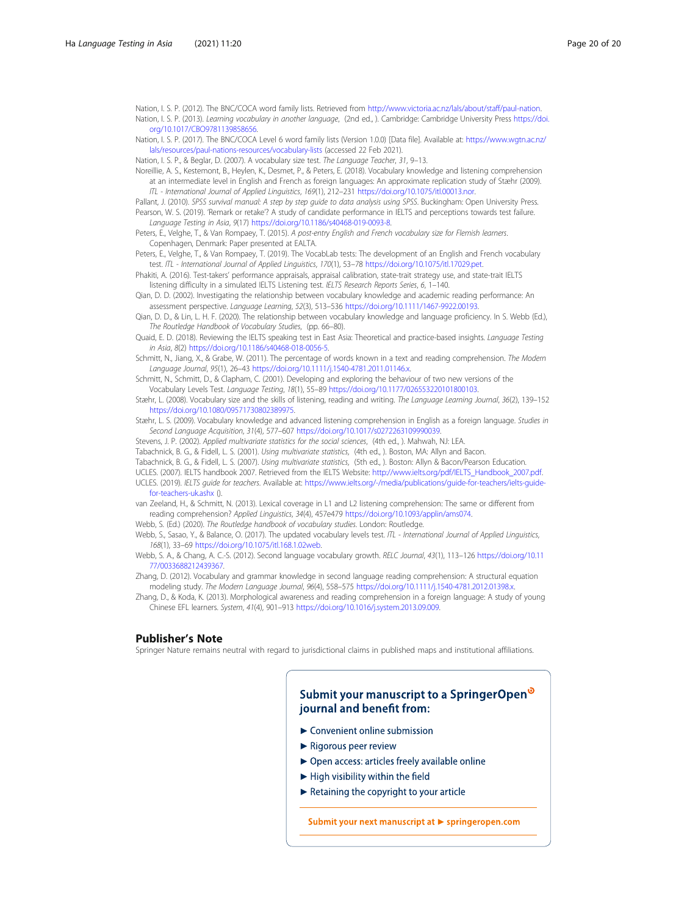Nation, I. S. P. (2012). The BNC/COCA word family lists. Retrieved from http://www.victoria.ac.nz/lals/about/staff/paul-nation.

Nation, I. S. P. (2013). *Learning vocabulary in another language*, (2nd ed., ). Cambridge: Cambridge University Press https://doi.org/10.1017/CBO9781139858656.

Nation, I. S. P. (2017). The BNC/COCA Level 6 word family lists (Version 1.0.0) [Data file]. Available at: https://www.wgtn.ac.nz/lals/resources/paul-nations-resources/vocabulary-lists (accessed 22 Feb 2021).

Nation, I. S. P., & Beglar, D. (2007). A vocabulary size test. *The Language Teacher*, *31*, 9–13.

Noreillie, A. S., Kestemont, B., Heylen, K., Desmet, P., & Peters, E. (2018). Vocabulary knowledge and listening comprehension at an intermediate level in English and French as foreign languages: An approximate replication study of Stæhr (2009). *ITL - International Journal of Applied Linguistics*, *169*(1), 212–231 https://doi.org/10.1075/itl.00013.nor.

Pallant, J. (2010). *SPSS survival manual: A step by step guide to data analysis using SPSS*. Buckingham: Open University Press.

Pearson, W. S. (2019). 'Remark or retake'? A study of candidate performance in IELTS and perceptions towards test failure. *Language Testing in Asia*, *9*(17) https://doi.org/10.1186/s40468-019-0093-8.

Peters, E., Velghe, T., & Van Rompaey, T. (2015). *A post-entry English and French vocabulary size for Flemish learners*. Copenhagen, Denmark: Paper presented at EALTA.

Peters, E., Velghe, T., & Van Rompaey, T. (2019). The VocabLab tests: The development of an English and French vocabulary test. *ITL - International Journal of Applied Linguistics*, *170*(1), 53–78 https://doi.org/10.1075/itl.17029.pet.

Phakiti, A. (2016). Test-takers' performance appraisals, appraisal calibration, state-trait strategy use, and state-trait IELTS listening difficulty in a simulated IELTS Listening test. *IELTS Research Reports Series*, *6*, 1–140.

Qian, D. D. (2002). Investigating the relationship between vocabulary knowledge and academic reading performance: An assessment perspective. *Language Learning*, *52*(3), 513–536 https://doi.org/10.1111/1467-9922.00193.

Qian, D. D., & Lin, L. H. F. (2020). The relationship between vocabulary knowledge and language proficiency. In S. Webb (Ed.), *The Routledge Handbook of Vocabulary Studies*, (pp. 66–80).

Quaid, E. D. (2018). Reviewing the IELTS speaking test in East Asia: Theoretical and practice-based insights. *Language Testing in Asia*, *8*(2) https://doi.org/10.1186/s40468-018-0056-5.

Schmitt, N., Jiang, X., & Grabe, W. (2011). The percentage of words known in a text and reading comprehension. *The Modern Language Journal*, *95*(1), 26–43 https://doi.org/10.1111/j.1540-4781.2011.01146.x.

Schmitt, N., Schmitt, D., & Clapham, C. (2001). Developing and exploring the behaviour of two new versions of the Vocabulary Levels Test. *Language Testing*, *18*(1), 55–89 https://doi.org/10.1177/026553220101800103.

Stæhr, L. (2008). Vocabulary size and the skills of listening, reading and writing. *The Language Learning Journal*, *36*(2), 139–152 https://doi.org/10.1080/09571730802389975.

Stæhr, L. S. (2009). Vocabulary knowledge and advanced listening comprehension in English as a foreign language. *Studies in Second Language Acquisition*, *31*(4), 577–607 https://doi.org/10.1017/s0272263109990039.

Stevens, J. P. (2002). *Applied multivariate statistics for the social sciences*, (4th ed., ). Mahwah, NJ: LEA.

Tabachnick, B. G., & Fidell, L. S. (2001). *Using multivariate statistics*, (4th ed., ). Boston, MA: Allyn and Bacon.

Tabachnick, B. G., & Fidell, L. S. (2007). *Using multivariate statistics*, (5th ed., ). Boston: Allyn & Bacon/Pearson Education.

UCLES. (2007). IELTS handbook 2007. Retrieved from the IELTS Website: http://www.ielts.org/pdf/IELTS_Handbook_2007.pdf.

UCLES. (2019). *IELTS guide for teachers*. Available at: https://www.ielts.org/-/media/publications/guide-for-teachers/ielts-guide-for-teachers-uk.ashx ().

van Zeeland, H., & Schmitt, N. (2013). Lexical coverage in L1 and L2 listening comprehension: The same or different from reading comprehension? *Applied Linguistics*, *34*(4), 457e479 https://doi.org/10.1093/applin/ams074.

Webb, S. (Ed.) (2020). *The Routledge handbook of vocabulary studies*. London: Routledge.

Webb, S., Sasao, Y., & Balance, O. (2017). The updated vocabulary levels test. *ITL - International Journal of Applied Linguistics*, *168*(1), 33–69 https://doi.org/10.1075/itl.168.1.02web.

Webb, S. A., & Chang, A. C.-S. (2012). Second language vocabulary growth. *RELC Journal*, *43*(1), 113–126 https://doi.org/10.1177/0033688212439367.

Zhang, D. (2012). Vocabulary and grammar knowledge in second language reading comprehension: A structural equation modeling study. *The Modern Language Journal*, *96*(4), 558–575 https://doi.org/10.1111/j.1540-4781.2012.01398.x.

Zhang, D., & Koda, K. (2013). Morphological awareness and reading comprehension in a foreign language: A study of young Chinese EFL learners. *System*, *41*(4), 901–913 https://doi.org/10.1016/j.system.2013.09.009.

## Publisher's Note

Springer Nature remains neutral with regard to jurisdictional claims in published maps and institutional affiliations.

**Submit your manuscript to a SpringerOpen journal and benefit from:**

- ► Convenient online submission
- ► Rigorous peer review
- ► Open access: articles freely available online
- ► High visibility within the field
- ► Retaining the copyright to your article

**Submit your next manuscript at ► springeropen.com**